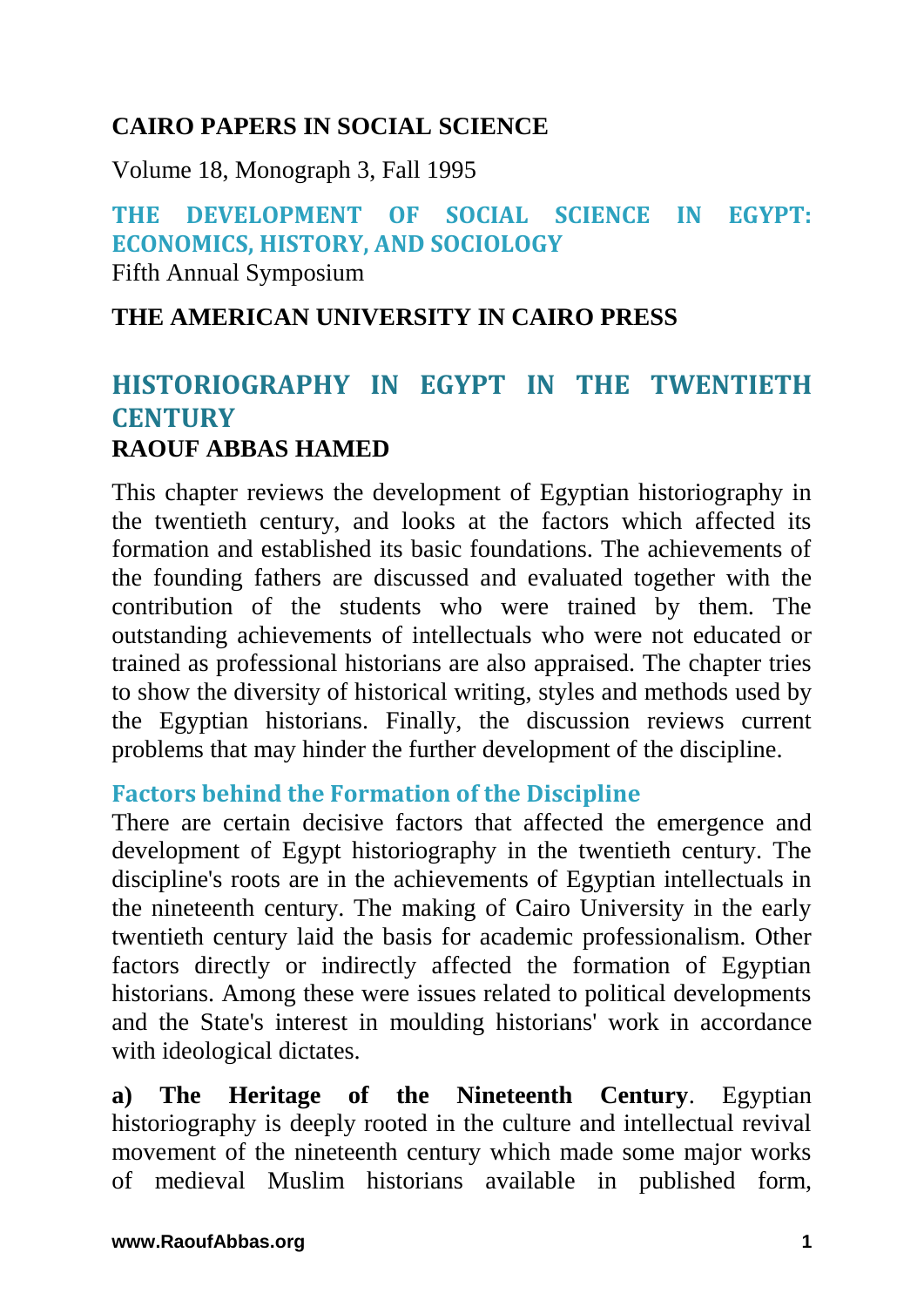**CAIRO PAPERS IN SOCIAL SCIENCE**

Volume 18, Monograph 3, Fall 1995

## THE DEVELOPMENT OF SOCIAL SCIENCE IN EGYPT: ECONOMICS, HISTORY, AND SOCIOLOGY

Fifth Annual Symposium

**THE AMERICAN UNIVERSITY IN CAIRO PRESS**

# HISTORIOGRAPHY IN EGYPT IN THE TWENTIETH CENTURY

**RAOUF ABBAS HAMED**

This chapter reviews the development of Egyptian historiography in the twentieth century, and looks at the factors which affected its formation and established its basic foundations. The achievements of the founding fathers are discussed and evaluated together with the contribution of the students who were trained by them. The outstanding achievements of intellectuals who were not educated or trained as professional historians are also appraised. The chapter tries to show the diversity of historical writing, styles and methods used by the Egyptian historians. Finally, the discussion reviews current problems that may hinder the further development of the discipline.

## Factors behind the Formation of the Discipline

There are certain decisive factors that affected the emergence and development of Egypt historiography in the twentieth century. The discipline's roots are in the achievements of Egyptian intellectuals in the nineteenth century. The making of Cairo University in the early twentieth century laid the basis for academic professionalism. Other factors directly or indirectly affected the formation of Egyptian historians. Among these were issues related to political developments and the State's interest in moulding historians' work in accordance with ideological dictates.

**a) The Heritage of the Nineteenth Century**. Egyptian historiography is deeply rooted in the culture and intellectual revival movement of the nineteenth century which made some major works of medieval Muslim historians available in published form,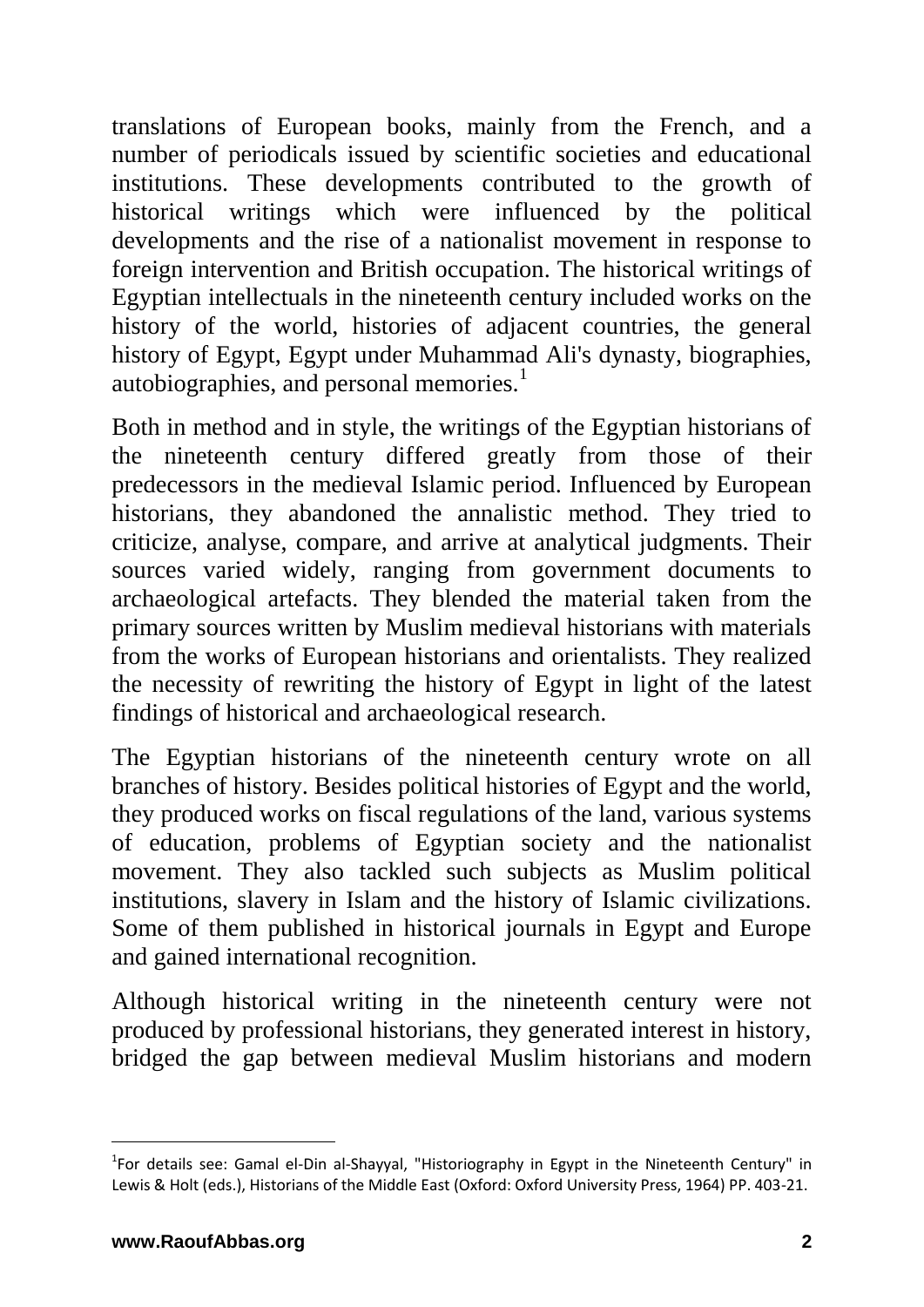translations of European books, mainly from the French, and a number of periodicals issued by scientific societies and educational institutions. These developments contributed to the growth of historical writings which were influenced by the political developments and the rise of a nationalist movement in response to foreign intervention and British occupation. The historical writings of Egyptian intellectuals in the nineteenth century included works on the history of the world, histories of adjacent countries, the general history of Egypt, Egypt under Muhammad Ali's dynasty, biographies, autobiographies, and personal memories.[1]

Both in method and in style, the writings of the Egyptian historians of the nineteenth century differed greatly from those of their predecessors in the medieval Islamic period. Influenced by European historians, they abandoned the annalistic method. They tried to criticize, analyse, compare, and arrive at analytical judgments. Their sources varied widely, ranging from government documents to archaeological artefacts. They blended the material taken from the primary sources written by Muslim medieval historians with materials from the works of European historians and orientalists. They realized the necessity of rewriting the history of Egypt in light of the latest findings of historical and archaeological research.

The Egyptian historians of the nineteenth century wrote on all branches of history. Besides political histories of Egypt and the world, they produced works on fiscal regulations of the land, various systems of education, problems of Egyptian society and the nationalist movement. They also tackled such subjects as Muslim political institutions, slavery in Islam and the history of Islamic civilizations. Some of them published in historical journals in Egypt and Europe and gained international recognition.

Although historical writing in the nineteenth century were not produced by professional historians, they generated interest in history, bridged the gap between medieval Muslim historians and modern

---

[1] For details see: Gamal el-Din al-Shayyal, "Historiography in Egypt in the Nineteenth Century" in Lewis & Holt (eds.), Historians of the Middle East (Oxford: Oxford University Press, 1964) PP. 403-21.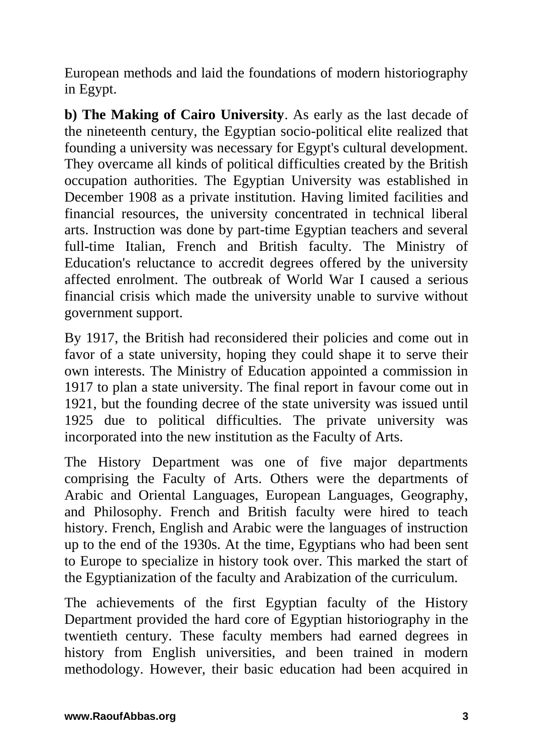European methods and laid the foundations of modern historiography in Egypt.

**b) The Making of Cairo University**. As early as the last decade of the nineteenth century, the Egyptian socio-political elite realized that founding a university was necessary for Egypt's cultural development. They overcame all kinds of political difficulties created by the British occupation authorities. The Egyptian University was established in December 1908 as a private institution. Having limited facilities and financial resources, the university concentrated in technical liberal arts. Instruction was done by part-time Egyptian teachers and several full-time Italian, French and British faculty. The Ministry of Education's reluctance to accredit degrees offered by the university affected enrolment. The outbreak of World War I caused a serious financial crisis which made the university unable to survive without government support.

By 1917, the British had reconsidered their policies and come out in favor of a state university, hoping they could shape it to serve their own interests. The Ministry of Education appointed a commission in 1917 to plan a state university. The final report in favour come out in 1921, but the founding decree of the state university was issued until 1925 due to political difficulties. The private university was incorporated into the new institution as the Faculty of Arts.

The History Department was one of five major departments comprising the Faculty of Arts. Others were the departments of Arabic and Oriental Languages, European Languages, Geography, and Philosophy. French and British faculty were hired to teach history. French, English and Arabic were the languages of instruction up to the end of the 1930s. At the time, Egyptians who had been sent to Europe to specialize in history took over. This marked the start of the Egyptianization of the faculty and Arabization of the curriculum.

The achievements of the first Egyptian faculty of the History Department provided the hard core of Egyptian historiography in the twentieth century. These faculty members had earned degrees in history from English universities, and been trained in modern methodology. However, their basic education had been acquired in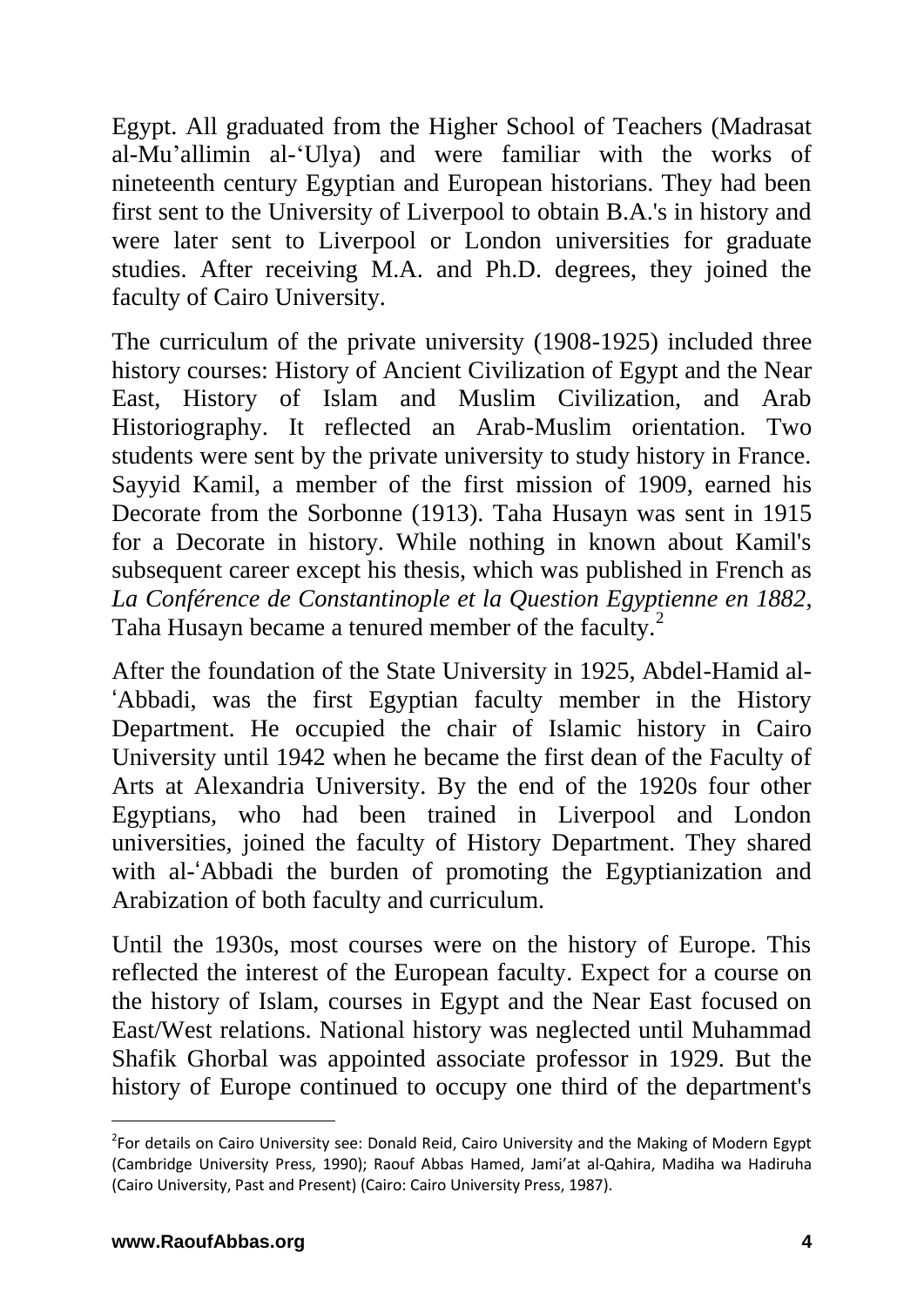Egypt. All graduated from the Higher School of Teachers (Madrasat al-Mu'allimin al-'Ulya) and were familiar with the works of nineteenth century Egyptian and European historians. They had been first sent to the University of Liverpool to obtain B.A.'s in history and were later sent to Liverpool or London universities for graduate studies. After receiving M.A. and Ph.D. degrees, they joined the faculty of Cairo University.

The curriculum of the private university (1908-1925) included three history courses: History of Ancient Civilization of Egypt and the Near East, History of Islam and Muslim Civilization, and Arab Historiography. It reflected an Arab-Muslim orientation. Two students were sent by the private university to study history in France. Sayyid Kamil, a member of the first mission of 1909, earned his Decorate from the Sorbonne (1913). Taha Husayn was sent in 1915 for a Decorate in history. While nothing in known about Kamil's subsequent career except his thesis, which was published in French as *La Conférence de Constantinople et la Question Egyptienne en 1882*, Taha Husayn became a tenured member of the faculty.[2]

After the foundation of the State University in 1925, Abdel-Hamid al-'Abbadi, was the first Egyptian faculty member in the History Department. He occupied the chair of Islamic history in Cairo University until 1942 when he became the first dean of the Faculty of Arts at Alexandria University. By the end of the 1920s four other Egyptians, who had been trained in Liverpool and London universities, joined the faculty of History Department. They shared with al-'Abbadi the burden of promoting the Egyptianization and Arabization of both faculty and curriculum.

Until the 1930s, most courses were on the history of Europe. This reflected the interest of the European faculty. Expect for a course on the history of Islam, courses in Egypt and the Near East focused on East/West relations. National history was neglected until Muhammad Shafik Ghorbal was appointed associate professor in 1929. But the history of Europe continued to occupy one third of the department's

---

[2]For details on Cairo University see: Donald Reid, Cairo University and the Making of Modern Egypt (Cambridge University Press, 1990); Raouf Abbas Hamed, Jami'at al-Qahira, Madiha wa Hadiruha (Cairo University, Past and Present) (Cairo: Cairo University Press, 1987).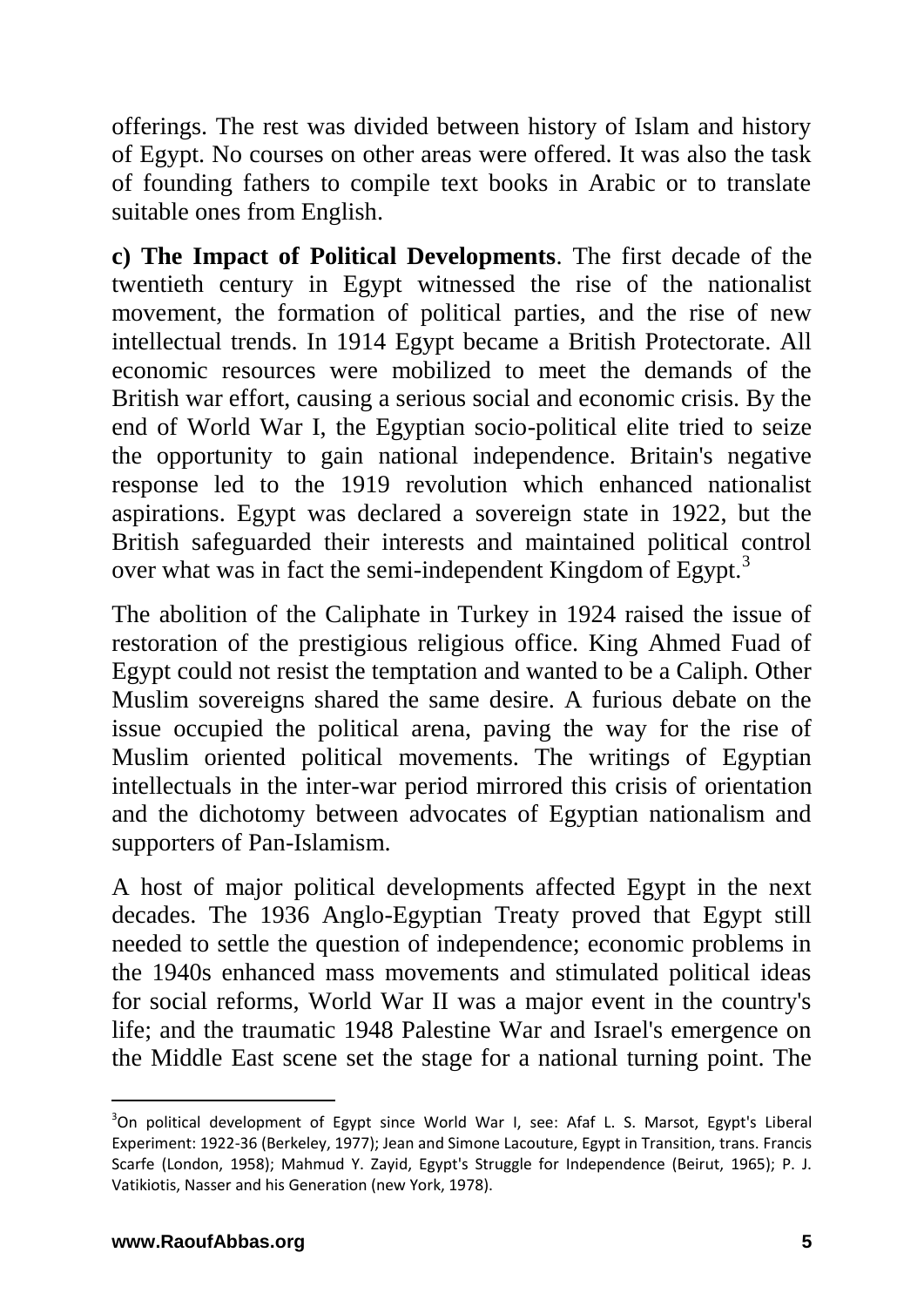offerings. The rest was divided between history of Islam and history of Egypt. No courses on other areas were offered. It was also the task of founding fathers to compile text books in Arabic or to translate suitable ones from English.

**c) The Impact of Political Developments**. The first decade of the twentieth century in Egypt witnessed the rise of the nationalist movement, the formation of political parties, and the rise of new intellectual trends. In 1914 Egypt became a British Protectorate. All economic resources were mobilized to meet the demands of the British war effort, causing a serious social and economic crisis. By the end of World War I, the Egyptian socio-political elite tried to seize the opportunity to gain national independence. Britain's negative response led to the 1919 revolution which enhanced nationalist aspirations. Egypt was declared a sovereign state in 1922, but the British safeguarded their interests and maintained political control over what was in fact the semi-independent Kingdom of Egypt.[3]

The abolition of the Caliphate in Turkey in 1924 raised the issue of restoration of the prestigious religious office. King Ahmed Fuad of Egypt could not resist the temptation and wanted to be a Caliph. Other Muslim sovereigns shared the same desire. A furious debate on the issue occupied the political arena, paving the way for the rise of Muslim oriented political movements. The writings of Egyptian intellectuals in the inter-war period mirrored this crisis of orientation and the dichotomy between advocates of Egyptian nationalism and supporters of Pan-Islamism.

A host of major political developments affected Egypt in the next decades. The 1936 Anglo-Egyptian Treaty proved that Egypt still needed to settle the question of independence; economic problems in the 1940s enhanced mass movements and stimulated political ideas for social reforms, World War II was a major event in the country's life; and the traumatic 1948 Palestine War and Israel's emergence on the Middle East scene set the stage for a national turning point. The

---

[3] On political development of Egypt since World War I, see: Afaf L. S. Marsot, Egypt's Liberal Experiment: 1922-36 (Berkeley, 1977); Jean and Simone Lacouture, Egypt in Transition, trans. Francis Scarfe (London, 1958); Mahmud Y. Zayid, Egypt's Struggle for Independence (Beirut, 1965); P. J. Vatikiotis, Nasser and his Generation (new York, 1978).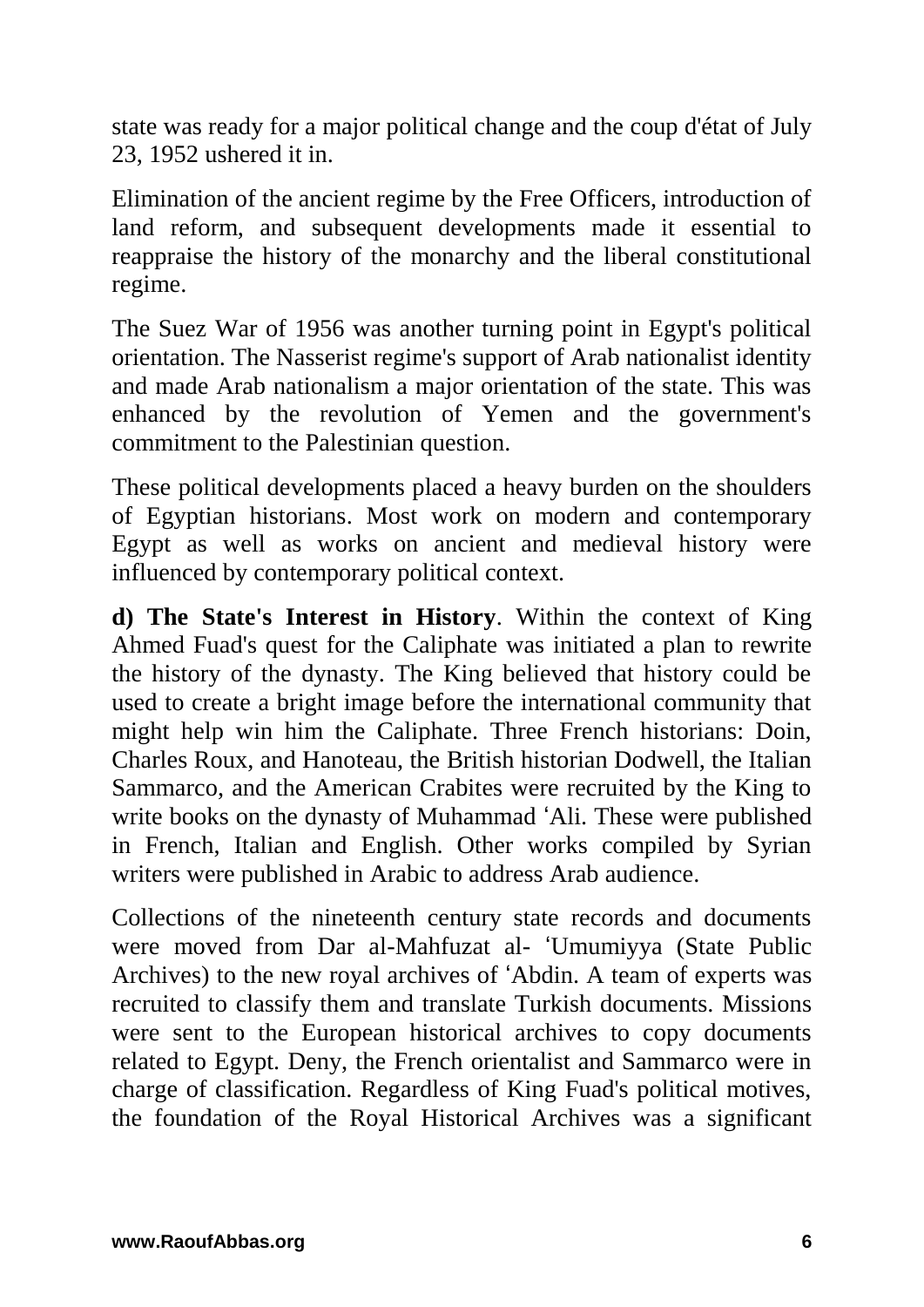state was ready for a major political change and the coup d'état of July 23, 1952 ushered it in.

Elimination of the ancient regime by the Free Officers, introduction of land reform, and subsequent developments made it essential to reappraise the history of the monarchy and the liberal constitutional regime.

The Suez War of 1956 was another turning point in Egypt's political orientation. The Nasserist regime's support of Arab nationalist identity and made Arab nationalism a major orientation of the state. This was enhanced by the revolution of Yemen and the government's commitment to the Palestinian question.

These political developments placed a heavy burden on the shoulders of Egyptian historians. Most work on modern and contemporary Egypt as well as works on ancient and medieval history were influenced by contemporary political context.

**d) The State's Interest in History**. Within the context of King Ahmed Fuad's quest for the Caliphate was initiated a plan to rewrite the history of the dynasty. The King believed that history could be used to create a bright image before the international community that might help win him the Caliphate. Three French historians: Doin, Charles Roux, and Hanoteau, the British historian Dodwell, the Italian Sammarco, and the American Crabites were recruited by the King to write books on the dynasty of Muhammad ʻAli. These were published in French, Italian and English. Other works compiled by Syrian writers were published in Arabic to address Arab audience.

Collections of the nineteenth century state records and documents were moved from Dar al-Mahfuzat al- ʻUmumiyya (State Public Archives) to the new royal archives of ʻAbdin. A team of experts was recruited to classify them and translate Turkish documents. Missions were sent to the European historical archives to copy documents related to Egypt. Deny, the French orientalist and Sammarco were in charge of classification. Regardless of King Fuad's political motives, the foundation of the Royal Historical Archives was a significant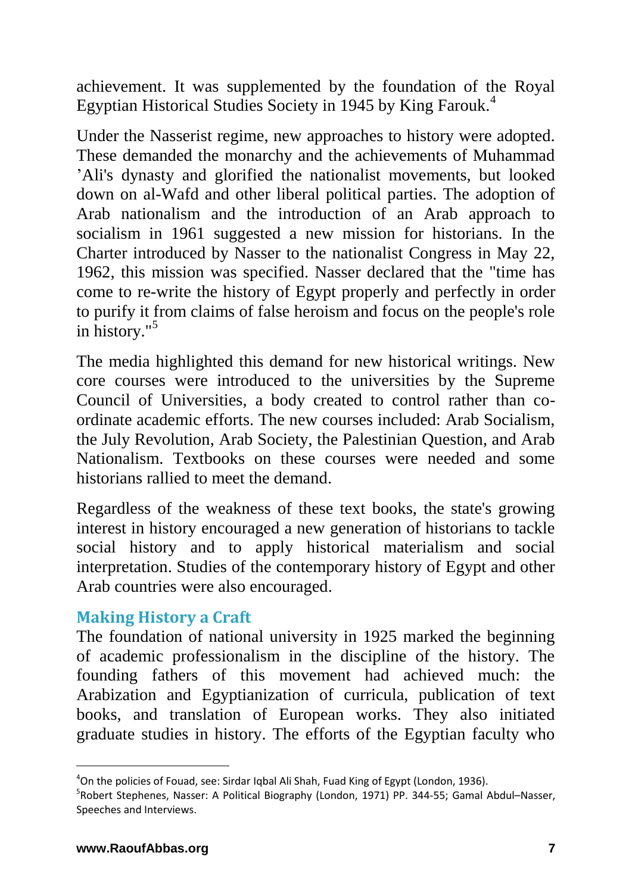achievement. It was supplemented by the foundation of the Royal Egyptian Historical Studies Society in 1945 by King Farouk.[4]

Under the Nasserist regime, new approaches to history were adopted. These demanded the monarchy and the achievements of Muhammad 'Ali's dynasty and glorified the nationalist movements, but looked down on al-Wafd and other liberal political parties. The adoption of Arab nationalism and the introduction of an Arab approach to socialism in 1961 suggested a new mission for historians. In the Charter introduced by Nasser to the nationalist Congress in May 22, 1962, this mission was specified. Nasser declared that the "time has come to re-write the history of Egypt properly and perfectly in order to purify it from claims of false heroism and focus on the people's role in history."[5]

The media highlighted this demand for new historical writings. New core courses were introduced to the universities by the Supreme Council of Universities, a body created to control rather than co-ordinate academic efforts. The new courses included: Arab Socialism, the July Revolution, Arab Society, the Palestinian Question, and Arab Nationalism. Textbooks on these courses were needed and some historians rallied to meet the demand.

Regardless of the weakness of these text books, the state's growing interest in history encouraged a new generation of historians to tackle social history and to apply historical materialism and social interpretation. Studies of the contemporary history of Egypt and other Arab countries were also encouraged.

## Making History a Craft

The foundation of national university in 1925 marked the beginning of academic professionalism in the discipline of the history. The founding fathers of this movement had achieved much: the Arabization and Egyptianization of curricula, publication of text books, and translation of European works. They also initiated graduate studies in history. The efforts of the Egyptian faculty who

---

[4] On the policies of Fouad, see: Sirdar Iqbal Ali Shah, Fuad King of Egypt (London, 1936).

[5] Robert Stephenes, Nasser: A Political Biography (London, 1971) PP. 344-55; Gamal Abdul–Nasser, Speeches and Interviews.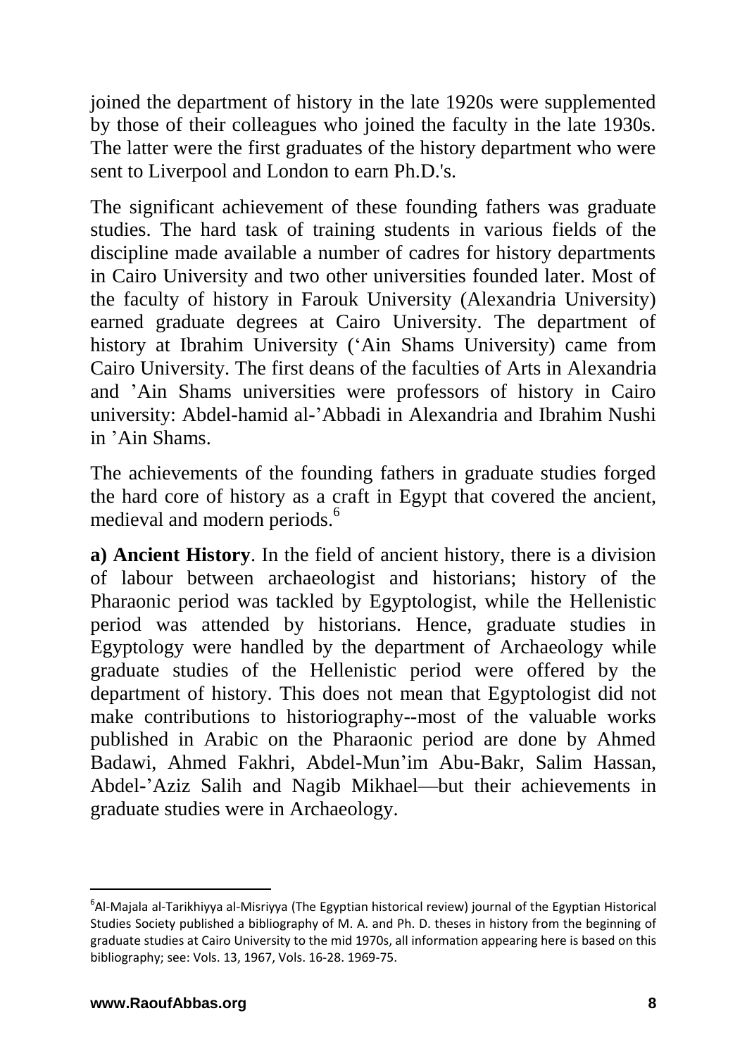joined the department of history in the late 1920s were supplemented by those of their colleagues who joined the faculty in the late 1930s. The latter were the first graduates of the history department who were sent to Liverpool and London to earn Ph.D.'s.

The significant achievement of these founding fathers was graduate studies. The hard task of training students in various fields of the discipline made available a number of cadres for history departments in Cairo University and two other universities founded later. Most of the faculty of history in Farouk University (Alexandria University) earned graduate degrees at Cairo University. The department of history at Ibrahim University (‘Ain Shams University) came from Cairo University. The first deans of the faculties of Arts in Alexandria and ’Ain Shams universities were professors of history in Cairo university: Abdel-hamid al-’Abbadi in Alexandria and Ibrahim Nushi in ’Ain Shams.

The achievements of the founding fathers in graduate studies forged the hard core of history as a craft in Egypt that covered the ancient, medieval and modern periods.[6]

**a) Ancient History**. In the field of ancient history, there is a division of labour between archaeologist and historians; history of the Pharaonic period was tackled by Egyptologist, while the Hellenistic period was attended by historians. Hence, graduate studies in Egyptology were handled by the department of Archaeology while graduate studies of the Hellenistic period were offered by the department of history. This does not mean that Egyptologist did not make contributions to historiography--most of the valuable works published in Arabic on the Pharaonic period are done by Ahmed Badawi, Ahmed Fakhri, Abdel-Mun’im Abu-Bakr, Salim Hassan, Abdel-’Aziz Salih and Nagib Mikhael—but their achievements in graduate studies were in Archaeology.

[6] Al-Majala al-Tarikhiyya al-Misriyya (The Egyptian historical review) journal of the Egyptian Historical Studies Society published a bibliography of M. A. and Ph. D. theses in history from the beginning of graduate studies at Cairo University to the mid 1970s, all information appearing here is based on this bibliography; see: Vols. 13, 1967, Vols. 16-28. 1969-75.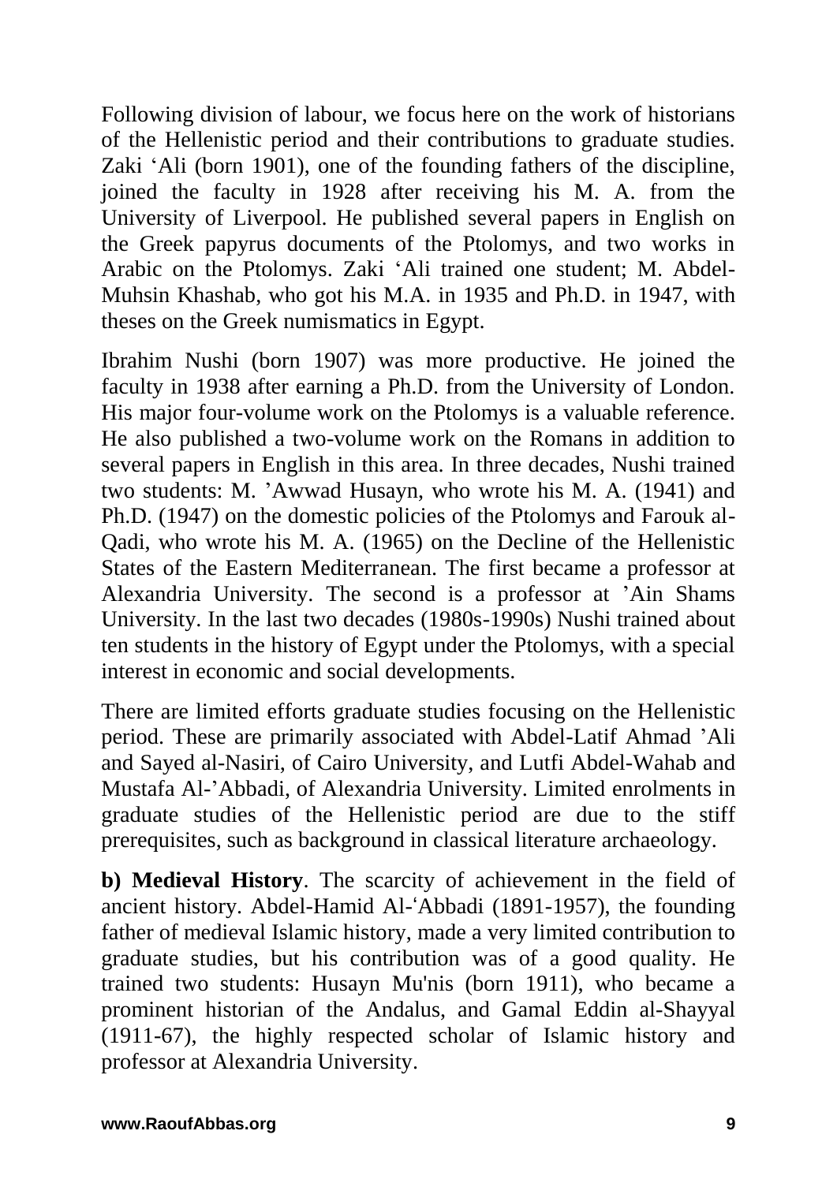Following division of labour, we focus here on the work of historians of the Hellenistic period and their contributions to graduate studies. Zaki ‘Ali (born 1901), one of the founding fathers of the discipline, joined the faculty in 1928 after receiving his M. A. from the University of Liverpool. He published several papers in English on the Greek papyrus documents of the Ptolomys, and two works in Arabic on the Ptolomys. Zaki ‘Ali trained one student; M. Abdel-Muhsin Khashab, who got his M.A. in 1935 and Ph.D. in 1947, with theses on the Greek numismatics in Egypt.

Ibrahim Nushi (born 1907) was more productive. He joined the faculty in 1938 after earning a Ph.D. from the University of London. His major four-volume work on the Ptolomys is a valuable reference. He also published a two-volume work on the Romans in addition to several papers in English in this area. In three decades, Nushi trained two students: M. ’Awwad Husayn, who wrote his M. A. (1941) and Ph.D. (1947) on the domestic policies of the Ptolomys and Farouk al-Qadi, who wrote his M. A. (1965) on the Decline of the Hellenistic States of the Eastern Mediterranean. The first became a professor at Alexandria University. The second is a professor at ’Ain Shams University. In the last two decades (1980s-1990s) Nushi trained about ten students in the history of Egypt under the Ptolomys, with a special interest in economic and social developments.

There are limited efforts graduate studies focusing on the Hellenistic period. These are primarily associated with Abdel-Latif Ahmad ’Ali and Sayed al-Nasiri, of Cairo University, and Lutfi Abdel-Wahab and Mustafa Al-’Abbadi, of Alexandria University. Limited enrolments in graduate studies of the Hellenistic period are due to the stiff prerequisites, such as background in classical literature archaeology.

**b) Medieval History**. The scarcity of achievement in the field of ancient history. Abdel-Hamid Al-‘Abbadi (1891-1957), the founding father of medieval Islamic history, made a very limited contribution to graduate studies, but his contribution was of a good quality. He trained two students: Husayn Mu'nis (born 1911), who became a prominent historian of the Andalus, and Gamal Eddin al-Shayyal (1911-67), the highly respected scholar of Islamic history and professor at Alexandria University.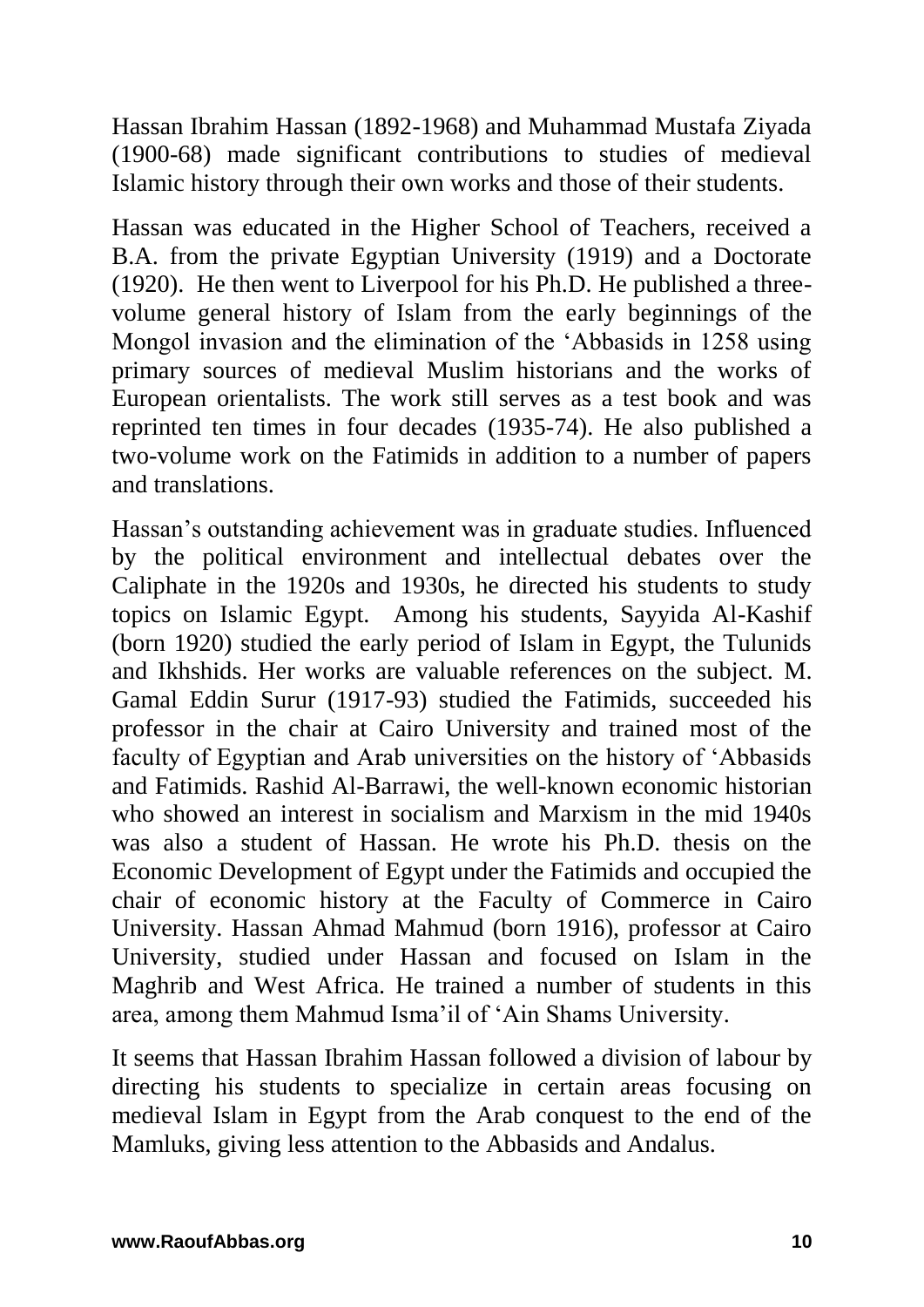Hassan Ibrahim Hassan (1892-1968) and Muhammad Mustafa Ziyada (1900-68) made significant contributions to studies of medieval Islamic history through their own works and those of their students.

Hassan was educated in the Higher School of Teachers, received a B.A. from the private Egyptian University (1919) and a Doctorate (1920). He then went to Liverpool for his Ph.D. He published a three-volume general history of Islam from the early beginnings of the Mongol invasion and the elimination of the 'Abbasids in 1258 using primary sources of medieval Muslim historians and the works of European orientalists. The work still serves as a test book and was reprinted ten times in four decades (1935-74). He also published a two-volume work on the Fatimids in addition to a number of papers and translations.

Hassan's outstanding achievement was in graduate studies. Influenced by the political environment and intellectual debates over the Caliphate in the 1920s and 1930s, he directed his students to study topics on Islamic Egypt. Among his students, Sayyida Al-Kashif (born 1920) studied the early period of Islam in Egypt, the Tulunids and Ikhshids. Her works are valuable references on the subject. M. Gamal Eddin Surur (1917-93) studied the Fatimids, succeeded his professor in the chair at Cairo University and trained most of the faculty of Egyptian and Arab universities on the history of 'Abbasids and Fatimids. Rashid Al-Barrawi, the well-known economic historian who showed an interest in socialism and Marxism in the mid 1940s was also a student of Hassan. He wrote his Ph.D. thesis on the Economic Development of Egypt under the Fatimids and occupied the chair of economic history at the Faculty of Commerce in Cairo University. Hassan Ahmad Mahmud (born 1916), professor at Cairo University, studied under Hassan and focused on Islam in the Maghrib and West Africa. He trained a number of students in this area, among them Mahmud Isma'il of 'Ain Shams University.

It seems that Hassan Ibrahim Hassan followed a division of labour by directing his students to specialize in certain areas focusing on medieval Islam in Egypt from the Arab conquest to the end of the Mamluks, giving less attention to the Abbasids and Andalus.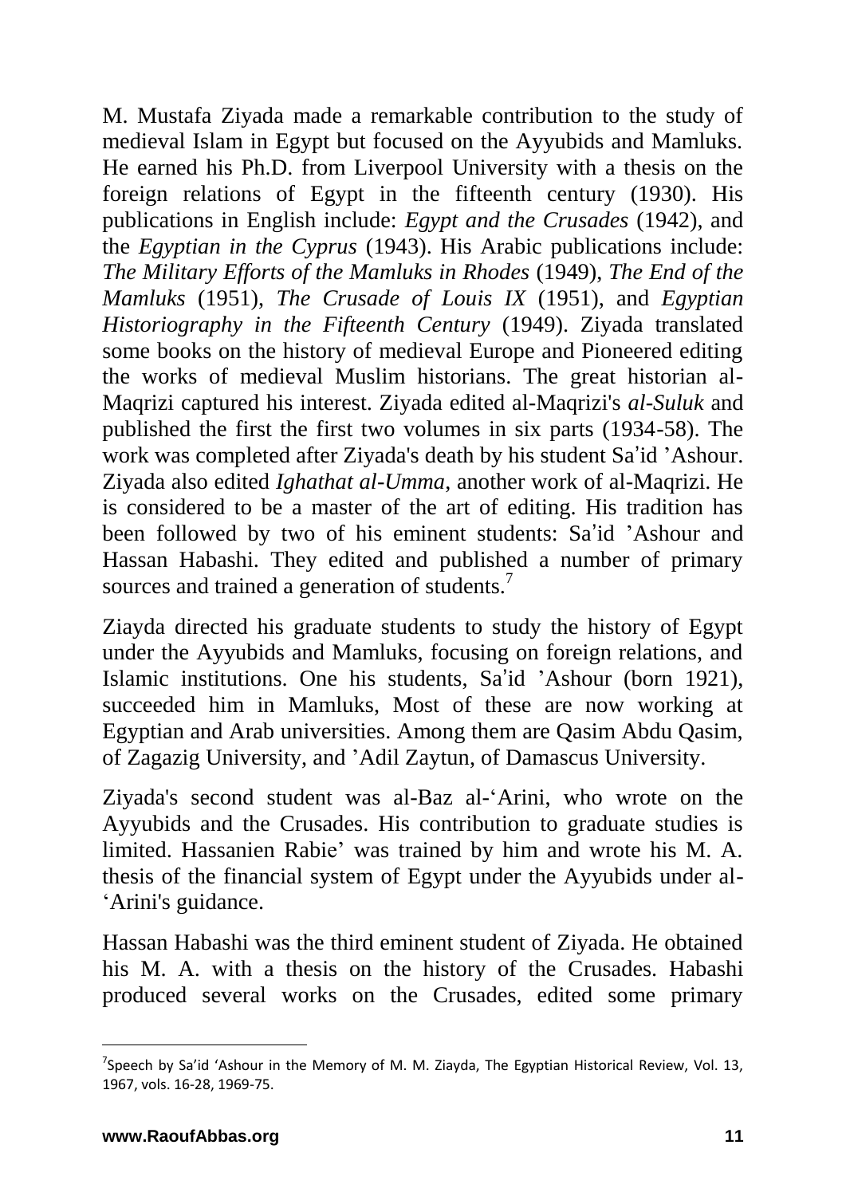M. Mustafa Ziyada made a remarkable contribution to the study of medieval Islam in Egypt but focused on the Ayyubids and Mamluks. He earned his Ph.D. from Liverpool University with a thesis on the foreign relations of Egypt in the fifteenth century (1930). His publications in English include: *Egypt and the Crusades* (1942), and the *Egyptian in the Cyprus* (1943). His Arabic publications include: *The Military Efforts of the Mamluks in Rhodes* (1949), *The End of the Mamluks* (1951), *The Crusade of Louis IX* (1951), and *Egyptian Historiography in the Fifteenth Century* (1949). Ziyada translated some books on the history of medieval Europe and Pioneered editing the works of medieval Muslim historians. The great historian al-Maqrizi captured his interest. Ziyada edited al-Maqrizi's *al-Suluk* and published the first the first two volumes in six parts (1934-58). The work was completed after Ziyada's death by his student Sa'id 'Ashour. Ziyada also edited *Ighathat al-Umma*, another work of al-Maqrizi. He is considered to be a master of the art of editing. His tradition has been followed by two of his eminent students: Sa'id 'Ashour and Hassan Habashi. They edited and published a number of primary sources and trained a generation of students.[7]

Ziayda directed his graduate students to study the history of Egypt under the Ayyubids and Mamluks, focusing on foreign relations, and Islamic institutions. One his students, Sa'id 'Ashour (born 1921), succeeded him in Mamluks, Most of these are now working at Egyptian and Arab universities. Among them are Qasim Abdu Qasim, of Zagazig University, and 'Adil Zaytun, of Damascus University.

Ziyada's second student was al-Baz al-'Arini, who wrote on the Ayyubids and the Crusades. His contribution to graduate studies is limited. Hassanien Rabie' was trained by him and wrote his M. A. thesis of the financial system of Egypt under the Ayyubids under al-'Arini's guidance.

Hassan Habashi was the third eminent student of Ziyada. He obtained his M. A. with a thesis on the history of the Crusades. Habashi produced several works on the Crusades, edited some primary

---

[7] Speech by Sa'id 'Ashour in the Memory of M. M. Ziayda, The Egyptian Historical Review, Vol. 13, 1967, vols. 16-28, 1969-75.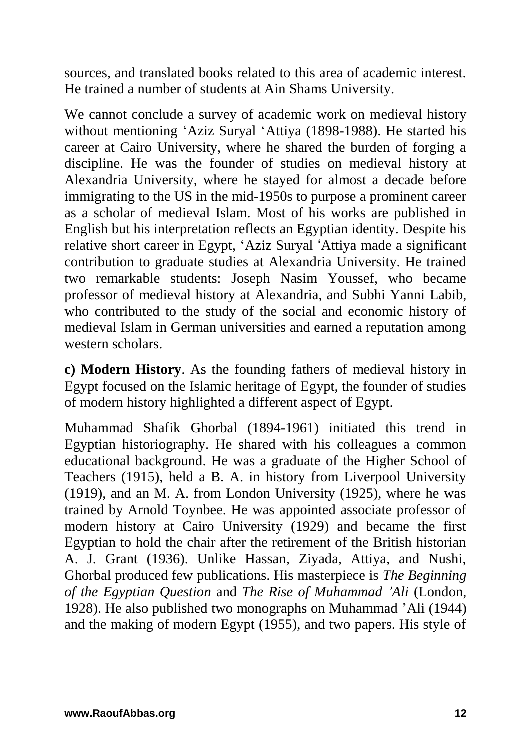sources, and translated books related to this area of academic interest. He trained a number of students at Ain Shams University.

We cannot conclude a survey of academic work on medieval history without mentioning ʻAziz Suryal ʻAttiya (1898-1988). He started his career at Cairo University, where he shared the burden of forging a discipline. He was the founder of studies on medieval history at Alexandria University, where he stayed for almost a decade before immigrating to the US in the mid-1950s to purpose a prominent career as a scholar of medieval Islam. Most of his works are published in English but his interpretation reflects an Egyptian identity. Despite his relative short career in Egypt, ʻAziz Suryal ʻAttiya made a significant contribution to graduate studies at Alexandria University. He trained two remarkable students: Joseph Nasim Youssef, who became professor of medieval history at Alexandria, and Subhi Yanni Labib, who contributed to the study of the social and economic history of medieval Islam in German universities and earned a reputation among western scholars.

**c) Modern History**. As the founding fathers of medieval history in Egypt focused on the Islamic heritage of Egypt, the founder of studies of modern history highlighted a different aspect of Egypt.

Muhammad Shafik Ghorbal (1894-1961) initiated this trend in Egyptian historiography. He shared with his colleagues a common educational background. He was a graduate of the Higher School of Teachers (1915), held a B. A. in history from Liverpool University (1919), and an M. A. from London University (1925), where he was trained by Arnold Toynbee. He was appointed associate professor of modern history at Cairo University (1929) and became the first Egyptian to hold the chair after the retirement of the British historian A. J. Grant (1936). Unlike Hassan, Ziyada, Attiya, and Nushi, Ghorbal produced few publications. His masterpiece is *The Beginning of the Egyptian Question* and *The Rise of Muhammad 'Ali* (London, 1928). He also published two monographs on Muhammad 'Ali (1944) and the making of modern Egypt (1955), and two papers. His style of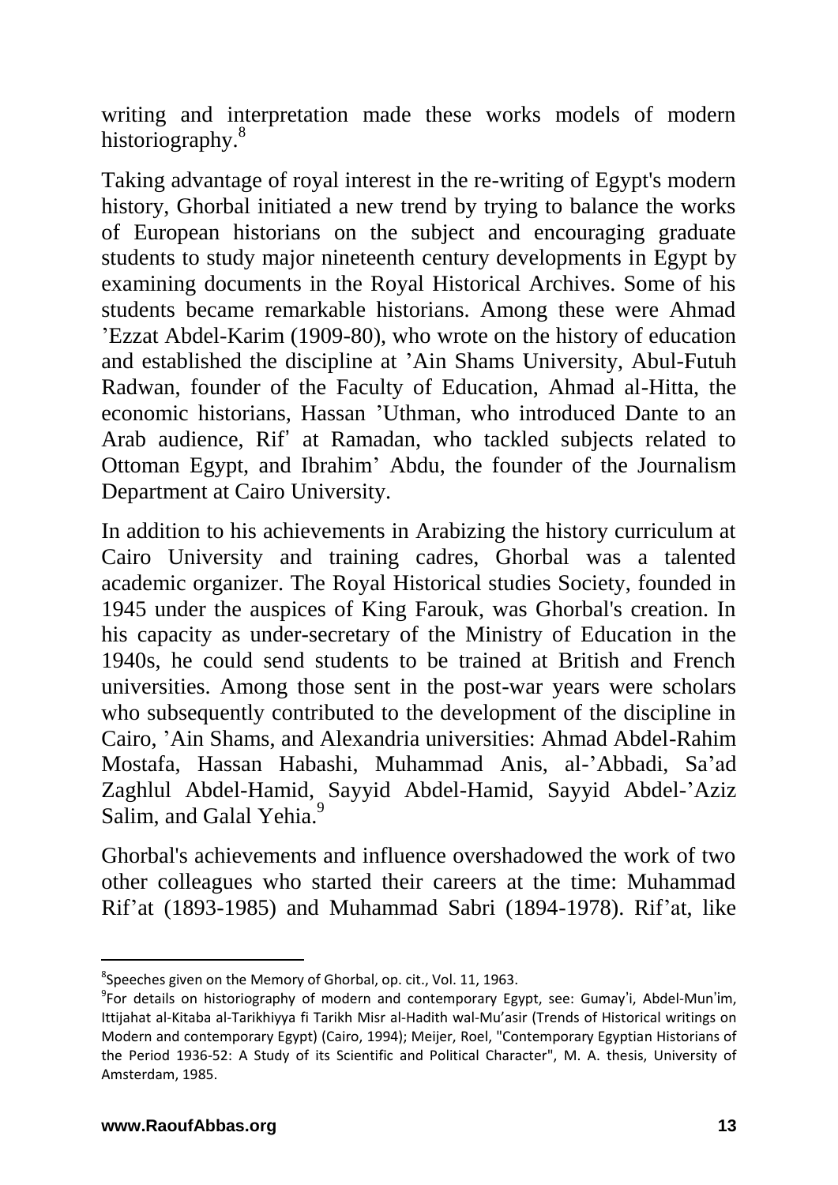writing and interpretation made these works models of modern historiography.[8]

Taking advantage of royal interest in the re-writing of Egypt's modern history, Ghorbal initiated a new trend by trying to balance the works of European historians on the subject and encouraging graduate students to study major nineteenth century developments in Egypt by examining documents in the Royal Historical Archives. Some of his students became remarkable historians. Among these were Ahmad 'Ezzat Abdel-Karim (1909-80), who wrote on the history of education and established the discipline at 'Ain Shams University, Abul-Futuh Radwan, founder of the Faculty of Education, Ahmad al-Hitta, the economic historians, Hassan 'Uthman, who introduced Dante to an Arab audience, Rif' at Ramadan, who tackled subjects related to Ottoman Egypt, and Ibrahim' Abdu, the founder of the Journalism Department at Cairo University.

In addition to his achievements in Arabizing the history curriculum at Cairo University and training cadres, Ghorbal was a talented academic organizer. The Royal Historical studies Society, founded in 1945 under the auspices of King Farouk, was Ghorbal's creation. In his capacity as under-secretary of the Ministry of Education in the 1940s, he could send students to be trained at British and French universities. Among those sent in the post-war years were scholars who subsequently contributed to the development of the discipline in Cairo, 'Ain Shams, and Alexandria universities: Ahmad Abdel-Rahim Mostafa, Hassan Habashi, Muhammad Anis, al-'Abbadi, Sa'ad Zaghlul Abdel-Hamid, Sayyid Abdel-Hamid, Sayyid Abdel-'Aziz Salim, and Galal Yehia.[9]

Ghorbal's achievements and influence overshadowed the work of two other colleagues who started their careers at the time: Muhammad Rif'at (1893-1985) and Muhammad Sabri (1894-1978). Rif'at, like

---

[8] Speeches given on the Memory of Ghorbal, op. cit., Vol. 11, 1963.

[9] For details on historiography of modern and contemporary Egypt, see: Gumay'i, Abdel-Mun'im, Ittijahat al-Kitaba al-Tarikhiyya fi Tarikh Misr al-Hadith wal-Mu'asir (Trends of Historical writings on Modern and contemporary Egypt) (Cairo, 1994); Meijer, Roel, "Contemporary Egyptian Historians of the Period 1936-52: A Study of its Scientific and Political Character", M. A. thesis, University of Amsterdam, 1985.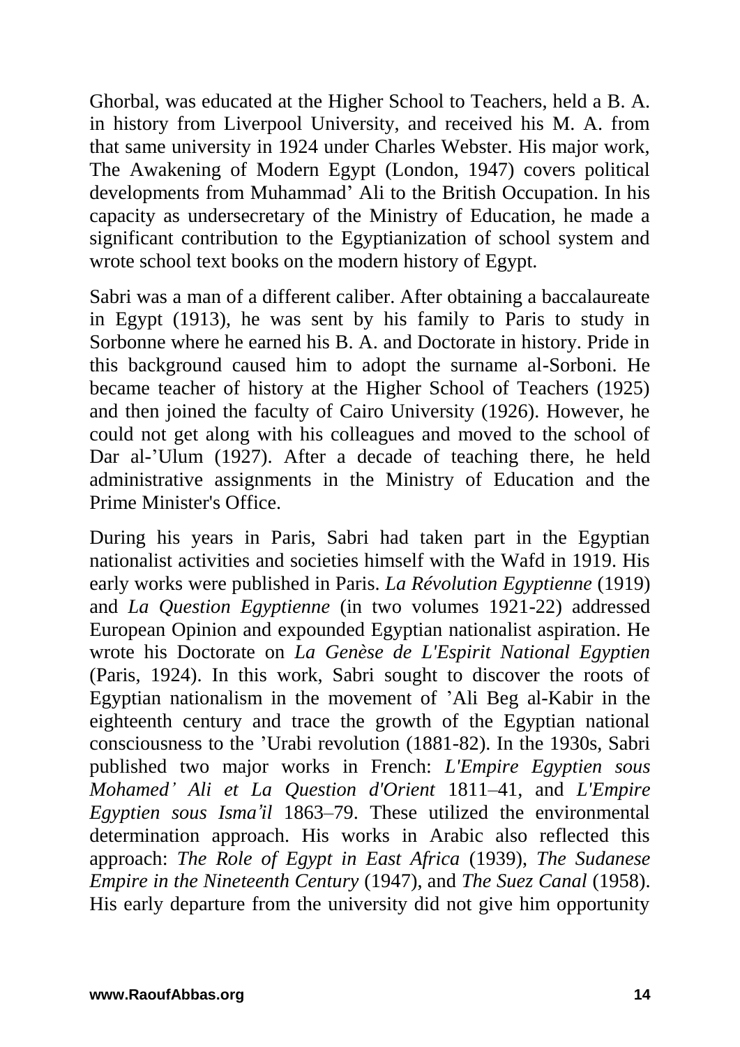Ghorbal, was educated at the Higher School to Teachers, held a B. A. in history from Liverpool University, and received his M. A. from that same university in 1924 under Charles Webster. His major work, The Awakening of Modern Egypt (London, 1947) covers political developments from Muhammad' Ali to the British Occupation. In his capacity as undersecretary of the Ministry of Education, he made a significant contribution to the Egyptianization of school system and wrote school text books on the modern history of Egypt.

Sabri was a man of a different caliber. After obtaining a baccalaureate in Egypt (1913), he was sent by his family to Paris to study in Sorbonne where he earned his B. A. and Doctorate in history. Pride in this background caused him to adopt the surname al-Sorboni. He became teacher of history at the Higher School of Teachers (1925) and then joined the faculty of Cairo University (1926). However, he could not get along with his colleagues and moved to the school of Dar al-'Ulum (1927). After a decade of teaching there, he held administrative assignments in the Ministry of Education and the Prime Minister's Office.

During his years in Paris, Sabri had taken part in the Egyptian nationalist activities and societies himself with the Wafd in 1919. His early works were published in Paris. *La Révolution Egyptienne* (1919) and *La Question Egyptienne* (in two volumes 1921-22) addressed European Opinion and expounded Egyptian nationalist aspiration. He wrote his Doctorate on *La Genèse de L'Espirit National Egyptien* (Paris, 1924). In this work, Sabri sought to discover the roots of Egyptian nationalism in the movement of 'Ali Beg al-Kabir in the eighteenth century and trace the growth of the Egyptian national consciousness to the 'Urabi revolution (1881-82). In the 1930s, Sabri published two major works in French: *L'Empire Egyptien sous Mohamed' Ali et La Question d'Orient* 1811–41, and *L'Empire Egyptien sous Isma'il* 1863–79. These utilized the environmental determination approach. His works in Arabic also reflected this approach: *The Role of Egypt in East Africa* (1939), *The Sudanese Empire in the Nineteenth Century* (1947), and *The Suez Canal* (1958). His early departure from the university did not give him opportunity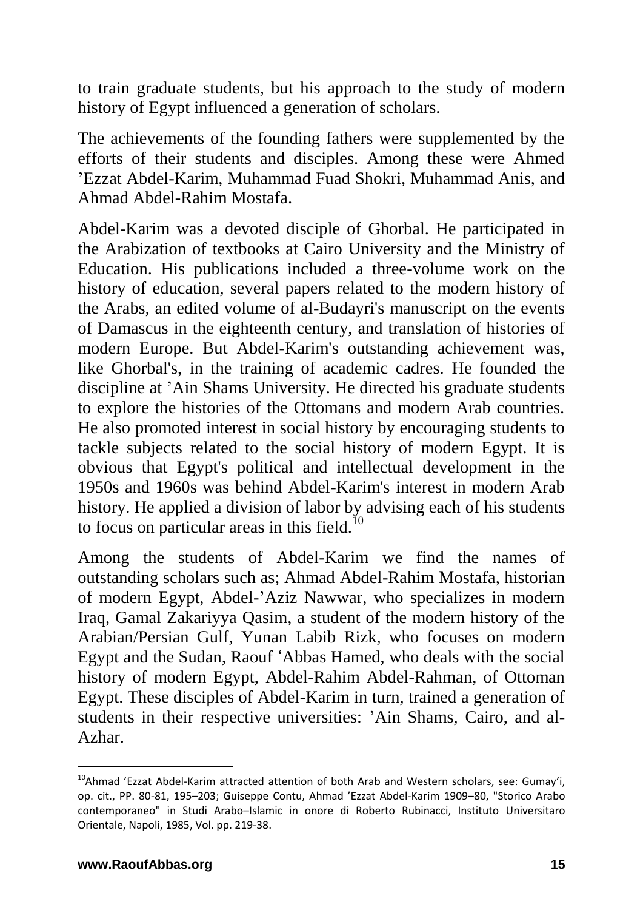to train graduate students, but his approach to the study of modern history of Egypt influenced a generation of scholars.

The achievements of the founding fathers were supplemented by the efforts of their students and disciples. Among these were Ahmed ’Ezzat Abdel-Karim, Muhammad Fuad Shokri, Muhammad Anis, and Ahmad Abdel-Rahim Mostafa.

Abdel-Karim was a devoted disciple of Ghorbal. He participated in the Arabization of textbooks at Cairo University and the Ministry of Education. His publications included a three-volume work on the history of education, several papers related to the modern history of the Arabs, an edited volume of al-Budayri's manuscript on the events of Damascus in the eighteenth century, and translation of histories of modern Europe. But Abdel-Karim's outstanding achievement was, like Ghorbal's, in the training of academic cadres. He founded the discipline at ’Ain Shams University. He directed his graduate students to explore the histories of the Ottomans and modern Arab countries. He also promoted interest in social history by encouraging students to tackle subjects related to the social history of modern Egypt. It is obvious that Egypt's political and intellectual development in the 1950s and 1960s was behind Abdel-Karim's interest in modern Arab history. He applied a division of labor by advising each of his students to focus on particular areas in this field.[10]

Among the students of Abdel-Karim we find the names of outstanding scholars such as; Ahmad Abdel-Rahim Mostafa, historian of modern Egypt, Abdel-’Aziz Nawwar, who specializes in modern Iraq, Gamal Zakariyya Qasim, a student of the modern history of the Arabian/Persian Gulf, Yunan Labib Rizk, who focuses on modern Egypt and the Sudan, Raouf ʻAbbas Hamed, who deals with the social history of modern Egypt, Abdel-Rahim Abdel-Rahman, of Ottoman Egypt. These disciples of Abdel-Karim in turn, trained a generation of students in their respective universities: ’Ain Shams, Cairo, and al-Azhar.

---

[10] Ahmad ’Ezzat Abdel-Karim attracted attention of both Arab and Western scholars, see: Gumay’i, op. cit., PP. 80-81, 195–203; Guiseppe Contu, Ahmad ’Ezzat Abdel-Karim 1909–80, "Storico Arabo contemporaneo" in Studi Arabo–Islamic in onore di Roberto Rubinacci, Instituto Universitaro Orientale, Napoli, 1985, Vol. pp. 219-38.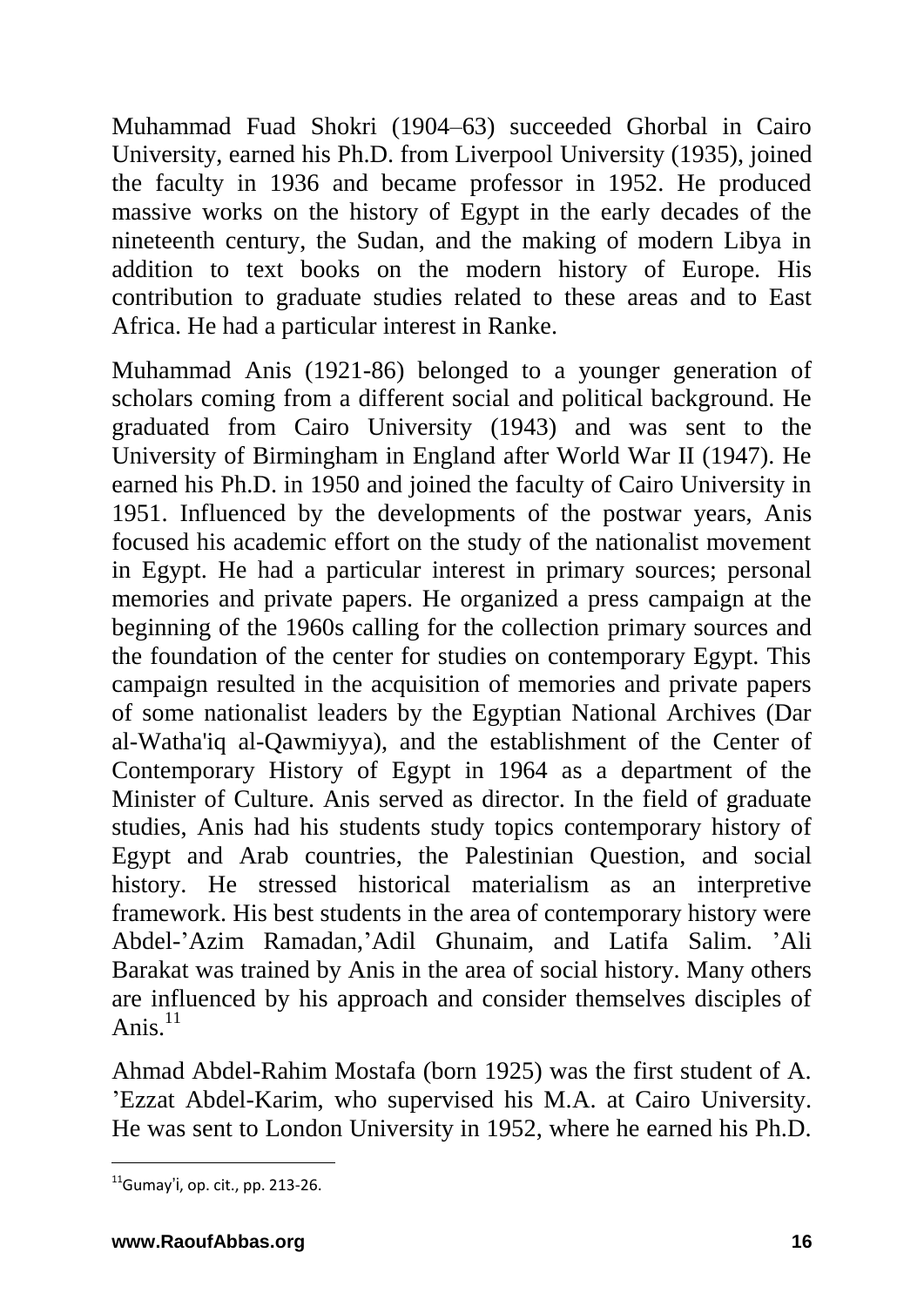Muhammad Fuad Shokri (1904–63) succeeded Ghorbal in Cairo University, earned his Ph.D. from Liverpool University (1935), joined the faculty in 1936 and became professor in 1952. He produced massive works on the history of Egypt in the early decades of the nineteenth century, the Sudan, and the making of modern Libya in addition to text books on the modern history of Europe. His contribution to graduate studies related to these areas and to East Africa. He had a particular interest in Ranke.

Muhammad Anis (1921-86) belonged to a younger generation of scholars coming from a different social and political background. He graduated from Cairo University (1943) and was sent to the University of Birmingham in England after World War II (1947). He earned his Ph.D. in 1950 and joined the faculty of Cairo University in 1951. Influenced by the developments of the postwar years, Anis focused his academic effort on the study of the nationalist movement in Egypt. He had a particular interest in primary sources; personal memories and private papers. He organized a press campaign at the beginning of the 1960s calling for the collection primary sources and the foundation of the center for studies on contemporary Egypt. This campaign resulted in the acquisition of memories and private papers of some nationalist leaders by the Egyptian National Archives (Dar al-Watha'iq al-Qawmiyya), and the establishment of the Center of Contemporary History of Egypt in 1964 as a department of the Minister of Culture. Anis served as director. In the field of graduate studies, Anis had his students study topics contemporary history of Egypt and Arab countries, the Palestinian Question, and social history. He stressed historical materialism as an interpretive framework. His best students in the area of contemporary history were Abdel-'Azim Ramadan,'Adil Ghunaim, and Latifa Salim. 'Ali Barakat was trained by Anis in the area of social history. Many others are influenced by his approach and consider themselves disciples of Anis.[11]

Ahmad Abdel-Rahim Mostafa (born 1925) was the first student of A. 'Ezzat Abdel-Karim, who supervised his M.A. at Cairo University. He was sent to London University in 1952, where he earned his Ph.D.

---

[11] Gumay'i, op. cit., pp. 213-26.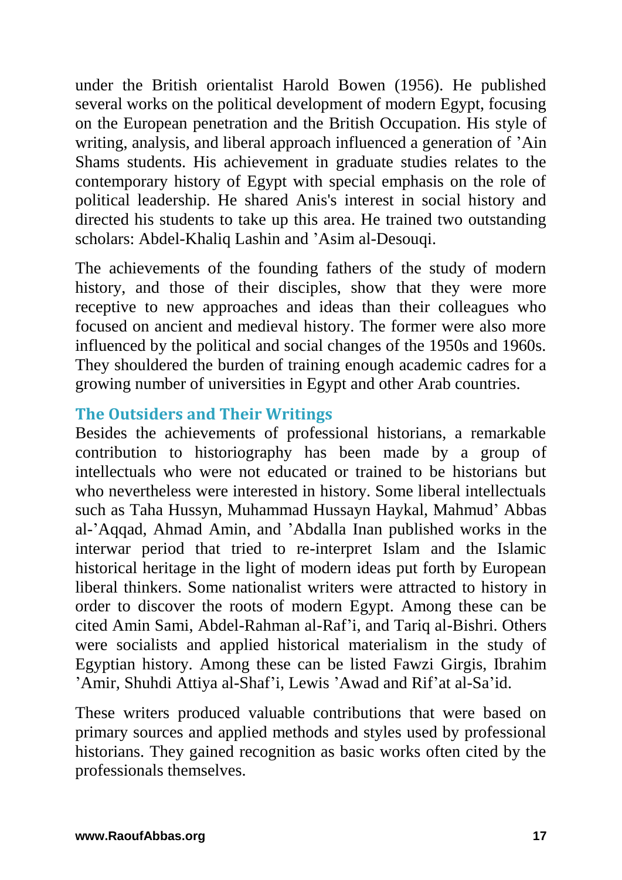under the British orientalist Harold Bowen (1956). He published several works on the political development of modern Egypt, focusing on the European penetration and the British Occupation. His style of writing, analysis, and liberal approach influenced a generation of ’Ain Shams students. His achievement in graduate studies relates to the contemporary history of Egypt with special emphasis on the role of political leadership. He shared Anis's interest in social history and directed his students to take up this area. He trained two outstanding scholars: Abdel-Khaliq Lashin and ’Asim al-Desouqi.

The achievements of the founding fathers of the study of modern history, and those of their disciples, show that they were more receptive to new approaches and ideas than their colleagues who focused on ancient and medieval history. The former were also more influenced by the political and social changes of the 1950s and 1960s. They shouldered the burden of training enough academic cadres for a growing number of universities in Egypt and other Arab countries.

## The Outsiders and Their Writings

Besides the achievements of professional historians, a remarkable contribution to historiography has been made by a group of intellectuals who were not educated or trained to be historians but who nevertheless were interested in history. Some liberal intellectuals such as Taha Hussyn, Muhammad Hussayn Haykal, Mahmud’ Abbas al-’Aqqad, Ahmad Amin, and ’Abdalla Inan published works in the interwar period that tried to re-interpret Islam and the Islamic historical heritage in the light of modern ideas put forth by European liberal thinkers. Some nationalist writers were attracted to history in order to discover the roots of modern Egypt. Among these can be cited Amin Sami, Abdel-Rahman al-Raf’i, and Tariq al-Bishri. Others were socialists and applied historical materialism in the study of Egyptian history. Among these can be listed Fawzi Girgis, Ibrahim ’Amir, Shuhdi Attiya al-Shaf’i, Lewis ’Awad and Rif’at al-Sa’id.

These writers produced valuable contributions that were based on primary sources and applied methods and styles used by professional historians. They gained recognition as basic works often cited by the professionals themselves.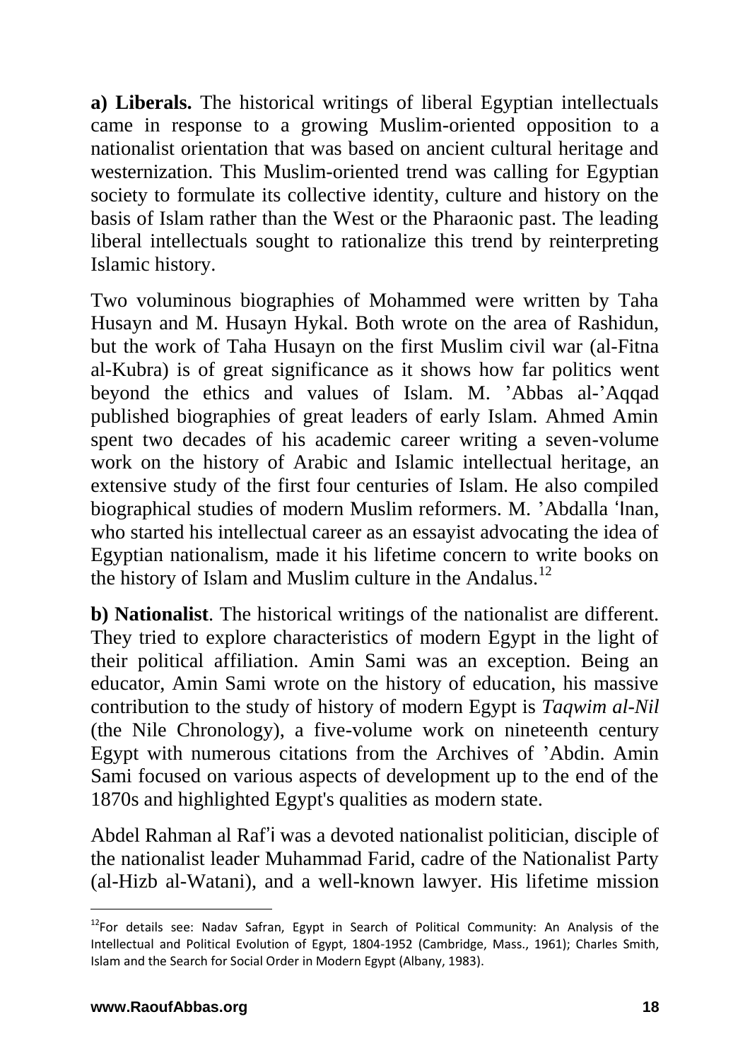**a) Liberals.** The historical writings of liberal Egyptian intellectuals came in response to a growing Muslim-oriented opposition to a nationalist orientation that was based on ancient cultural heritage and westernization. This Muslim-oriented trend was calling for Egyptian society to formulate its collective identity, culture and history on the basis of Islam rather than the West or the Pharaonic past. The leading liberal intellectuals sought to rationalize this trend by reinterpreting Islamic history.

Two voluminous biographies of Mohammed were written by Taha Husayn and M. Husayn Hykal. Both wrote on the area of Rashidun, but the work of Taha Husayn on the first Muslim civil war (al-Fitna al-Kubra) is of great significance as it shows how far politics went beyond the ethics and values of Islam. M. 'Abbas al-'Aqqad published biographies of great leaders of early Islam. Ahmed Amin spent two decades of his academic career writing a seven-volume work on the history of Arabic and Islamic intellectual heritage, an extensive study of the first four centuries of Islam. He also compiled biographical studies of modern Muslim reformers. M. 'Abdalla ʻInan, who started his intellectual career as an essayist advocating the idea of Egyptian nationalism, made it his lifetime concern to write books on the history of Islam and Muslim culture in the Andalus.[12]

**b) Nationalist**. The historical writings of the nationalist are different. They tried to explore characteristics of modern Egypt in the light of their political affiliation. Amin Sami was an exception. Being an educator, Amin Sami wrote on the history of education, his massive contribution to the study of history of modern Egypt is *Taqwim al-Nil* (the Nile Chronology), a five-volume work on nineteenth century Egypt with numerous citations from the Archives of 'Abdin. Amin Sami focused on various aspects of development up to the end of the 1870s and highlighted Egypt's qualities as modern state.

Abdel Rahman al Raf'i was a devoted nationalist politician, disciple of the nationalist leader Muhammad Farid, cadre of the Nationalist Party (al-Hizb al-Watani), and a well-known lawyer. His lifetime mission

---

[12] For details see: Nadav Safran, Egypt in Search of Political Community: An Analysis of the Intellectual and Political Evolution of Egypt, 1804-1952 (Cambridge, Mass., 1961); Charles Smith, Islam and the Search for Social Order in Modern Egypt (Albany, 1983).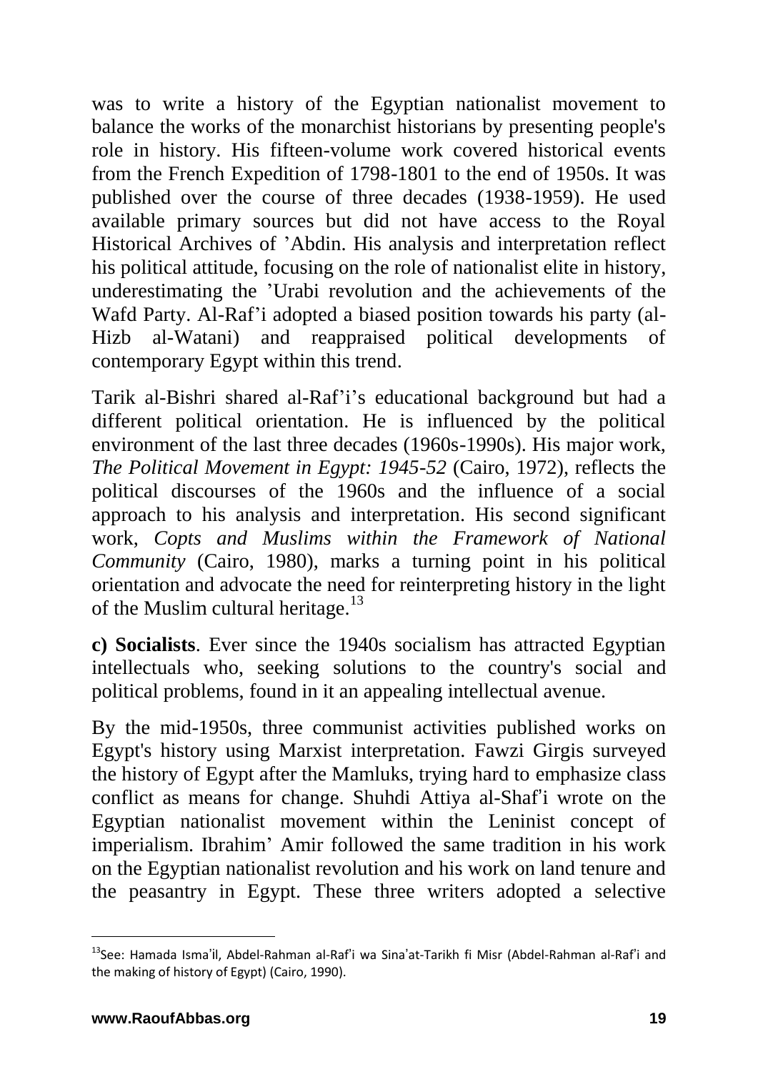was to write a history of the Egyptian nationalist movement to balance the works of the monarchist historians by presenting people's role in history. His fifteen-volume work covered historical events from the French Expedition of 1798-1801 to the end of 1950s. It was published over the course of three decades (1938-1959). He used available primary sources but did not have access to the Royal Historical Archives of 'Abdin. His analysis and interpretation reflect his political attitude, focusing on the role of nationalist elite in history, underestimating the 'Urabi revolution and the achievements of the Wafd Party. Al-Raf'i adopted a biased position towards his party (al-Hizb al-Watani) and reappraised political developments of contemporary Egypt within this trend.

Tarik al-Bishri shared al-Raf'i's educational background but had a different political orientation. He is influenced by the political environment of the last three decades (1960s-1990s). His major work, *The Political Movement in Egypt: 1945-52* (Cairo, 1972), reflects the political discourses of the 1960s and the influence of a social approach to his analysis and interpretation. His second significant work, *Copts and Muslims within the Framework of National Community* (Cairo, 1980), marks a turning point in his political orientation and advocate the need for reinterpreting history in the light of the Muslim cultural heritage.[13]

**c) Socialists**. Ever since the 1940s socialism has attracted Egyptian intellectuals who, seeking solutions to the country's social and political problems, found in it an appealing intellectual avenue.

By the mid-1950s, three communist activities published works on Egypt's history using Marxist interpretation. Fawzi Girgis surveyed the history of Egypt after the Mamluks, trying hard to emphasize class conflict as means for change. Shuhdi Attiya al-Shaf'i wrote on the Egyptian nationalist movement within the Leninist concept of imperialism. Ibrahim' Amir followed the same tradition in his work on the Egyptian nationalist revolution and his work on land tenure and the peasantry in Egypt. These three writers adopted a selective

---

[13] See: Hamada Isma'il, Abdel-Rahman al-Raf'i wa Sina'at-Tarikh fi Misr (Abdel-Rahman al-Raf'i and the making of history of Egypt) (Cairo, 1990).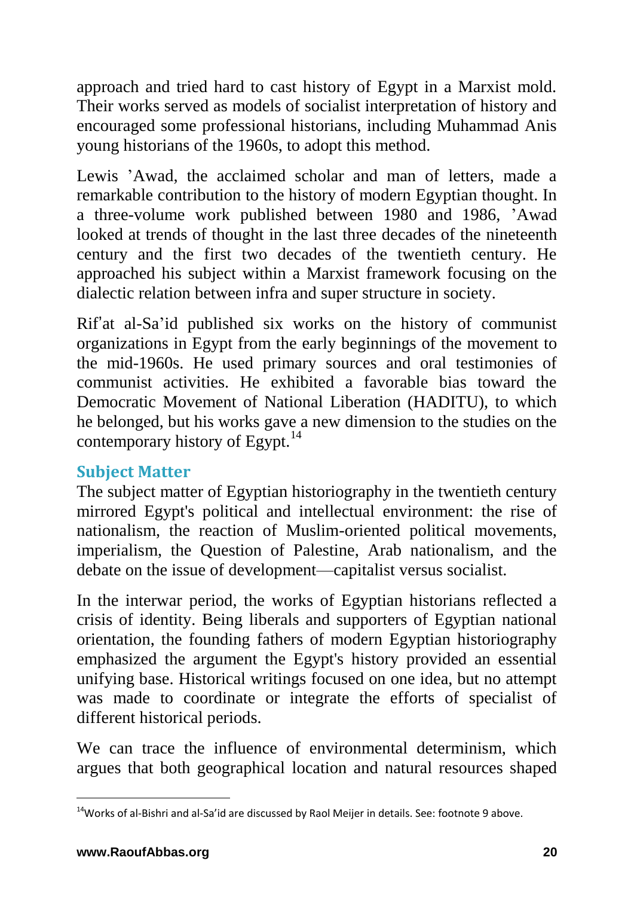approach and tried hard to cast history of Egypt in a Marxist mold. Their works served as models of socialist interpretation of history and encouraged some professional historians, including Muhammad Anis young historians of the 1960s, to adopt this method.

Lewis 'Awad, the acclaimed scholar and man of letters, made a remarkable contribution to the history of modern Egyptian thought. In a three-volume work published between 1980 and 1986, 'Awad looked at trends of thought in the last three decades of the nineteenth century and the first two decades of the twentieth century. He approached his subject within a Marxist framework focusing on the dialectic relation between infra and super structure in society.

Rif'at al-Sa'id published six works on the history of communist organizations in Egypt from the early beginnings of the movement to the mid-1960s. He used primary sources and oral testimonies of communist activities. He exhibited a favorable bias toward the Democratic Movement of National Liberation (HADITU), to which he belonged, but his works gave a new dimension to the studies on the contemporary history of Egypt.[14]

## Subject Matter

The subject matter of Egyptian historiography in the twentieth century mirrored Egypt's political and intellectual environment: the rise of nationalism, the reaction of Muslim-oriented political movements, imperialism, the Question of Palestine, Arab nationalism, and the debate on the issue of development—capitalist versus socialist.

In the interwar period, the works of Egyptian historians reflected a crisis of identity. Being liberals and supporters of Egyptian national orientation, the founding fathers of modern Egyptian historiography emphasized the argument the Egypt's history provided an essential unifying base. Historical writings focused on one idea, but no attempt was made to coordinate or integrate the efforts of specialist of different historical periods.

We can trace the influence of environmental determinism, which argues that both geographical location and natural resources shaped

---

[14] Works of al-Bishri and al-Sa'id are discussed by Raol Meijer in details. See: footnote 9 above.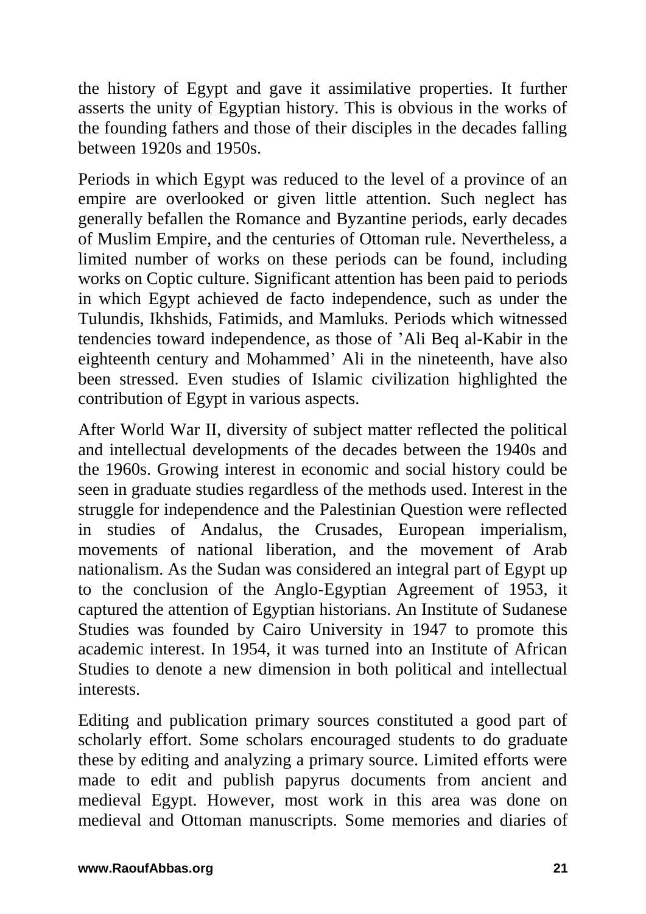the history of Egypt and gave it assimilative properties. It further asserts the unity of Egyptian history. This is obvious in the works of the founding fathers and those of their disciples in the decades falling between 1920s and 1950s.

Periods in which Egypt was reduced to the level of a province of an empire are overlooked or given little attention. Such neglect has generally befallen the Romance and Byzantine periods, early decades of Muslim Empire, and the centuries of Ottoman rule. Nevertheless, a limited number of works on these periods can be found, including works on Coptic culture. Significant attention has been paid to periods in which Egypt achieved de facto independence, such as under the Tulundis, Ikhshids, Fatimids, and Mamluks. Periods which witnessed tendencies toward independence, as those of 'Ali Beq al-Kabir in the eighteenth century and Mohammed' Ali in the nineteenth, have also been stressed. Even studies of Islamic civilization highlighted the contribution of Egypt in various aspects.

After World War II, diversity of subject matter reflected the political and intellectual developments of the decades between the 1940s and the 1960s. Growing interest in economic and social history could be seen in graduate studies regardless of the methods used. Interest in the struggle for independence and the Palestinian Question were reflected in studies of Andalus, the Crusades, European imperialism, movements of national liberation, and the movement of Arab nationalism. As the Sudan was considered an integral part of Egypt up to the conclusion of the Anglo-Egyptian Agreement of 1953, it captured the attention of Egyptian historians. An Institute of Sudanese Studies was founded by Cairo University in 1947 to promote this academic interest. In 1954, it was turned into an Institute of African Studies to denote a new dimension in both political and intellectual interests.

Editing and publication primary sources constituted a good part of scholarly effort. Some scholars encouraged students to do graduate these by editing and analyzing a primary source. Limited efforts were made to edit and publish papyrus documents from ancient and medieval Egypt. However, most work in this area was done on medieval and Ottoman manuscripts. Some memories and diaries of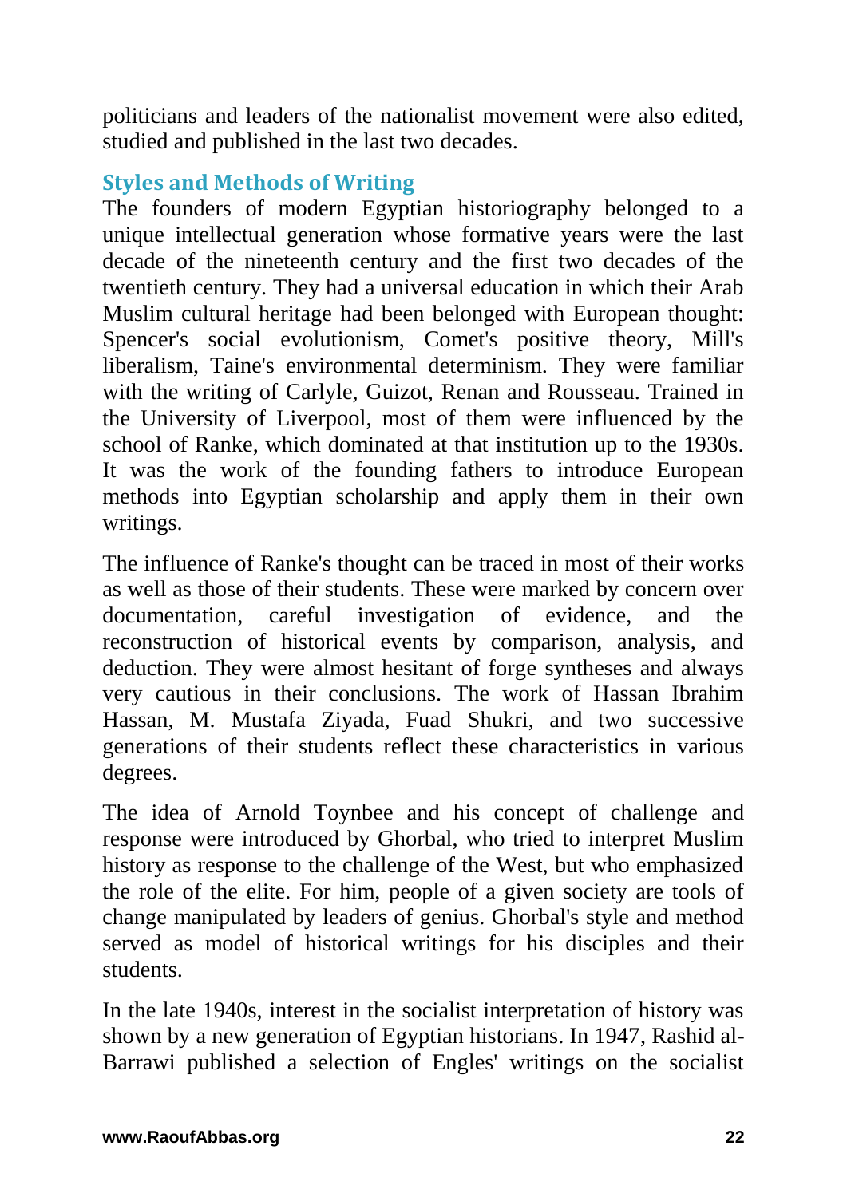politicians and leaders of the nationalist movement were also edited, studied and published in the last two decades.

## Styles and Methods of Writing

The founders of modern Egyptian historiography belonged to a unique intellectual generation whose formative years were the last decade of the nineteenth century and the first two decades of the twentieth century. They had a universal education in which their Arab Muslim cultural heritage had been belonged with European thought: Spencer's social evolutionism, Comet's positive theory, Mill's liberalism, Taine's environmental determinism. They were familiar with the writing of Carlyle, Guizot, Renan and Rousseau. Trained in the University of Liverpool, most of them were influenced by the school of Ranke, which dominated at that institution up to the 1930s. It was the work of the founding fathers to introduce European methods into Egyptian scholarship and apply them in their own writings.

The influence of Ranke's thought can be traced in most of their works as well as those of their students. These were marked by concern over documentation, careful investigation of evidence, and the reconstruction of historical events by comparison, analysis, and deduction. They were almost hesitant of forge syntheses and always very cautious in their conclusions. The work of Hassan Ibrahim Hassan, M. Mustafa Ziyada, Fuad Shukri, and two successive generations of their students reflect these characteristics in various degrees.

The idea of Arnold Toynbee and his concept of challenge and response were introduced by Ghorbal, who tried to interpret Muslim history as response to the challenge of the West, but who emphasized the role of the elite. For him, people of a given society are tools of change manipulated by leaders of genius. Ghorbal's style and method served as model of historical writings for his disciples and their students.

In the late 1940s, interest in the socialist interpretation of history was shown by a new generation of Egyptian historians. In 1947, Rashid al-Barrawi published a selection of Engles' writings on the socialist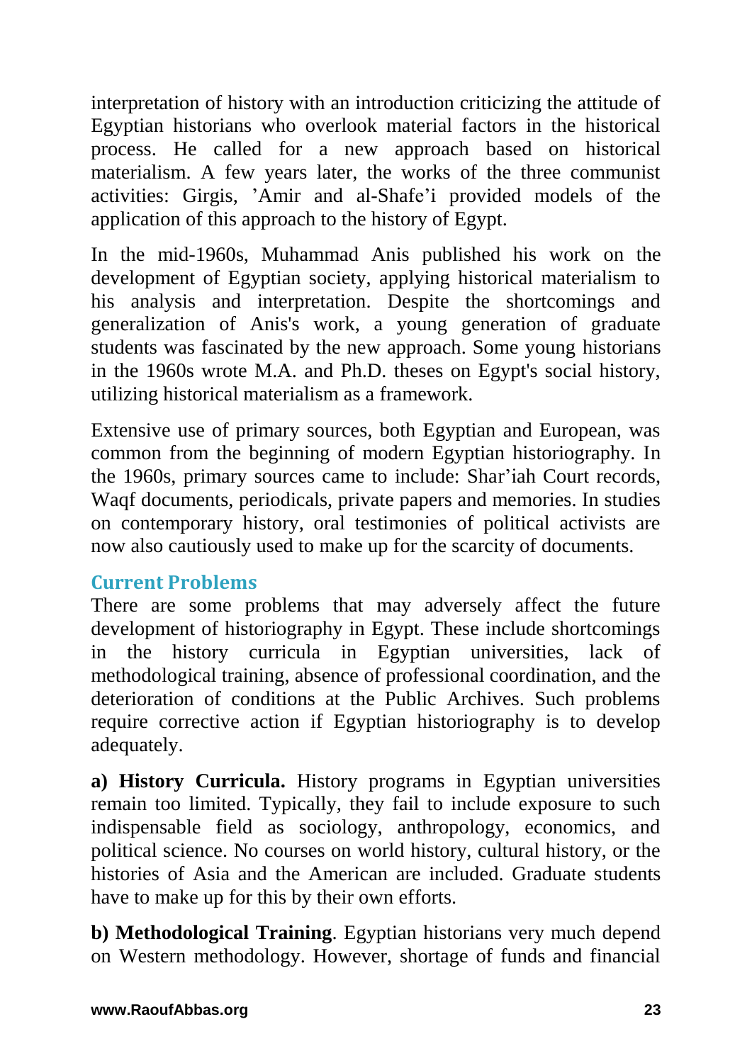interpretation of history with an introduction criticizing the attitude of Egyptian historians who overlook material factors in the historical process. He called for a new approach based on historical materialism. A few years later, the works of the three communist activities: Girgis, 'Amir and al-Shafe'i provided models of the application of this approach to the history of Egypt.

In the mid-1960s, Muhammad Anis published his work on the development of Egyptian society, applying historical materialism to his analysis and interpretation. Despite the shortcomings and generalization of Anis's work, a young generation of graduate students was fascinated by the new approach. Some young historians in the 1960s wrote M.A. and Ph.D. theses on Egypt's social history, utilizing historical materialism as a framework.

Extensive use of primary sources, both Egyptian and European, was common from the beginning of modern Egyptian historiography. In the 1960s, primary sources came to include: Shar'iah Court records, Waqf documents, periodicals, private papers and memories. In studies on contemporary history, oral testimonies of political activists are now also cautiously used to make up for the scarcity of documents.

### Current Problems

There are some problems that may adversely affect the future development of historiography in Egypt. These include shortcomings in the history curricula in Egyptian universities, lack of methodological training, absence of professional coordination, and the deterioration of conditions at the Public Archives. Such problems require corrective action if Egyptian historiography is to develop adequately.

**a) History Curricula.** History programs in Egyptian universities remain too limited. Typically, they fail to include exposure to such indispensable field as sociology, anthropology, economics, and political science. No courses on world history, cultural history, or the histories of Asia and the American are included. Graduate students have to make up for this by their own efforts.

**b) Methodological Training**. Egyptian historians very much depend on Western methodology. However, shortage of funds and financial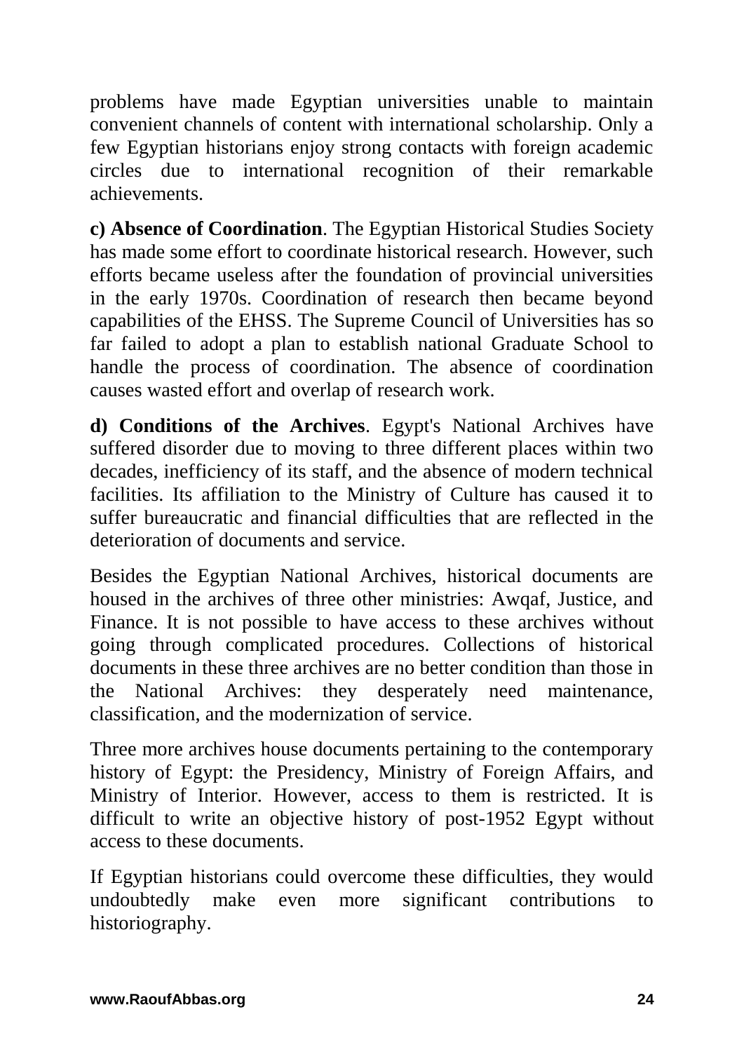problems have made Egyptian universities unable to maintain convenient channels of content with international scholarship. Only a few Egyptian historians enjoy strong contacts with foreign academic circles due to international recognition of their remarkable achievements.

**c) Absence of Coordination**. The Egyptian Historical Studies Society has made some effort to coordinate historical research. However, such efforts became useless after the foundation of provincial universities in the early 1970s. Coordination of research then became beyond capabilities of the EHSS. The Supreme Council of Universities has so far failed to adopt a plan to establish national Graduate School to handle the process of coordination. The absence of coordination causes wasted effort and overlap of research work.

**d) Conditions of the Archives**. Egypt's National Archives have suffered disorder due to moving to three different places within two decades, inefficiency of its staff, and the absence of modern technical facilities. Its affiliation to the Ministry of Culture has caused it to suffer bureaucratic and financial difficulties that are reflected in the deterioration of documents and service.

Besides the Egyptian National Archives, historical documents are housed in the archives of three other ministries: Awqaf, Justice, and Finance. It is not possible to have access to these archives without going through complicated procedures. Collections of historical documents in these three archives are no better condition than those in the National Archives: they desperately need maintenance, classification, and the modernization of service.

Three more archives house documents pertaining to the contemporary history of Egypt: the Presidency, Ministry of Foreign Affairs, and Ministry of Interior. However, access to them is restricted. It is difficult to write an objective history of post-1952 Egypt without access to these documents.

If Egyptian historians could overcome these difficulties, they would undoubtedly make even more significant contributions to historiography.